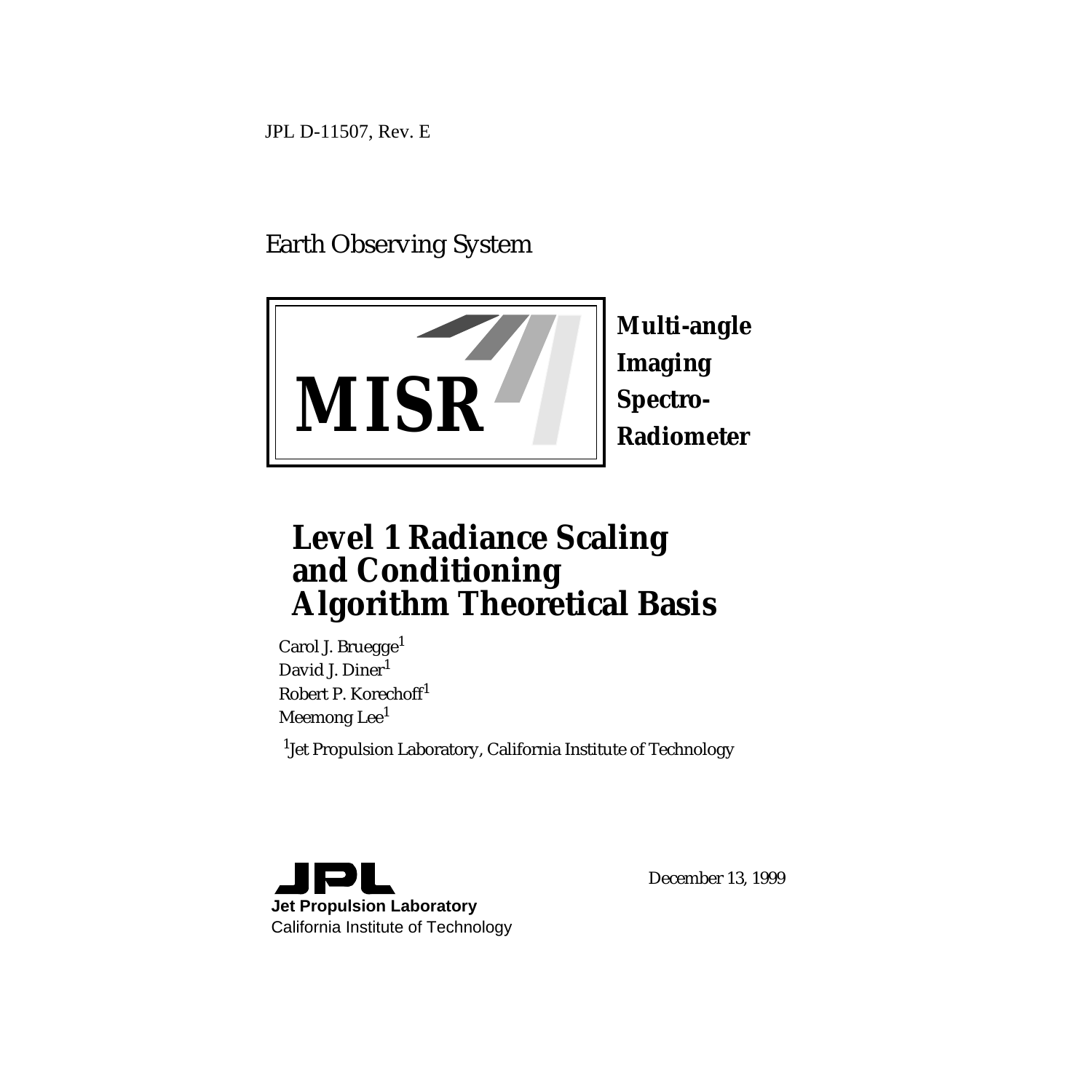JPL D-11507, Rev. E

Earth Observing System

**MISR**

**Multi-angle Imaging Spectro-Radiometer**

# Level 1 Radiance Scaling and Conditioning Algorithm Theoretical Basis

Carol J. Bruegge[1]
David J. Diner[1]
Robert P. Korechoff[1]
Meemong Lee[1]

[1]Jet Propulsion Laboratory, California Institute of Technology

**JPL**
**Jet Propulsion Laboratory**
California Institute of Technology

December 13, 1999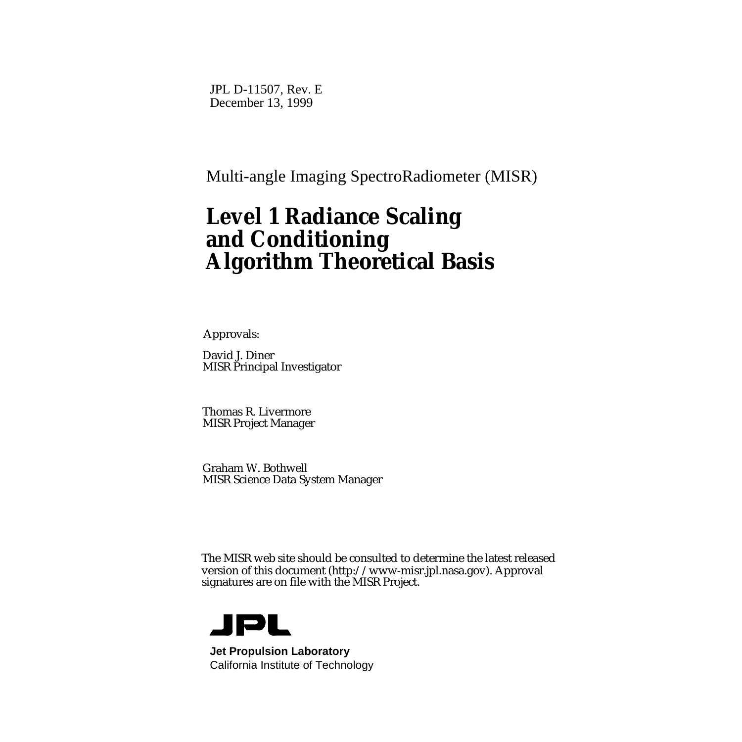JPL D-11507, Rev. E
December 13, 1999

Multi-angle Imaging SpectroRadiometer (MISR)

# Level 1 Radiance Scaling and Conditioning Algorithm Theoretical Basis

Approvals:

David J. Diner
MISR Principal Investigator

Thomas R. Livermore
MISR Project Manager

Graham W. Bothwell
MISR Science Data System Manager

The MISR web site should be consulted to determine the latest released version of this document (http://www-misr.jpl.nasa.gov). Approval signatures are on file with the MISR Project.

JPL

**Jet Propulsion Laboratory**
California Institute of Technology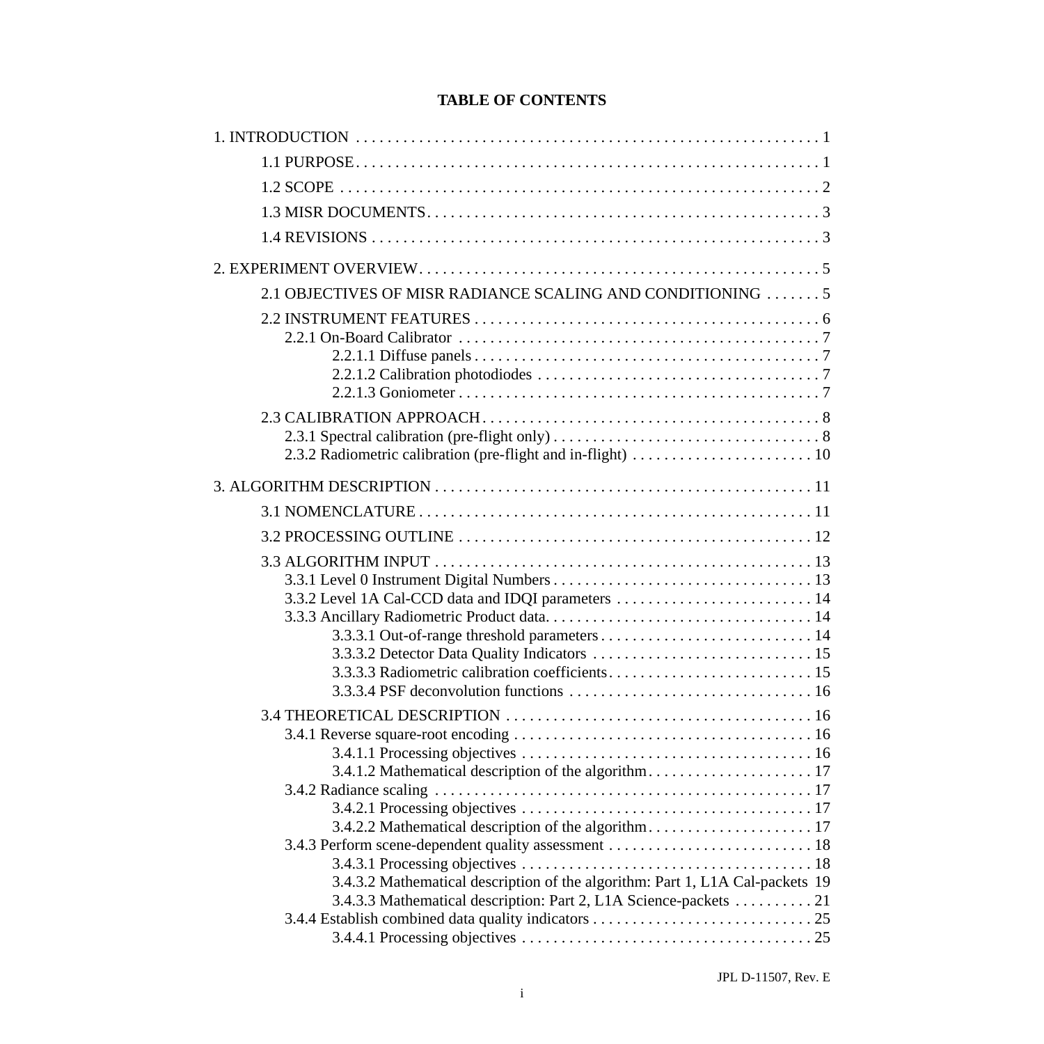**TABLE OF CONTENTS**

1. INTRODUCTION . . . . . . . . . . . . . . . . . . . . . . . . . . . . . . . . . . . . . . . . . . . . . . . . . . . . . . . . . . . 1

1.1 PURPOSE. . . . . . . . . . . . . . . . . . . . . . . . . . . . . . . . . . . . . . . . . . . . . . . . . . . . . . . . . . . 1

1.2 SCOPE . . . . . . . . . . . . . . . . . . . . . . . . . . . . . . . . . . . . . . . . . . . . . . . . . . . . . . . . . . . . 2

1.3 MISR DOCUMENTS. . . . . . . . . . . . . . . . . . . . . . . . . . . . . . . . . . . . . . . . . . . . . . . . . . 3

1.4 REVISIONS . . . . . . . . . . . . . . . . . . . . . . . . . . . . . . . . . . . . . . . . . . . . . . . . . . . . . . . . 3

2. EXPERIMENT OVERVIEW. . . . . . . . . . . . . . . . . . . . . . . . . . . . . . . . . . . . . . . . . . . . . . . . . . . 5

2.1 OBJECTIVES OF MISR RADIANCE SCALING AND CONDITIONING . . . . . . . 5

2.2 INSTRUMENT FEATURES . . . . . . . . . . . . . . . . . . . . . . . . . . . . . . . . . . . . . . . . . . . 6
2.2.1 On-Board Calibrator . . . . . . . . . . . . . . . . . . . . . . . . . . . . . . . . . . . . . . . . . . . . . 7
2.2.1.1 Diffuse panels . . . . . . . . . . . . . . . . . . . . . . . . . . . . . . . . . . . . . . . . . . . 7
2.2.1.2 Calibration photodiodes . . . . . . . . . . . . . . . . . . . . . . . . . . . . . . . . . . . 7
2.2.1.3 Goniometer . . . . . . . . . . . . . . . . . . . . . . . . . . . . . . . . . . . . . . . . . . . . . 7

2.3 CALIBRATION APPROACH. . . . . . . . . . . . . . . . . . . . . . . . . . . . . . . . . . . . . . . . . . . 8
2.3.1 Spectral calibration (pre-flight only) . . . . . . . . . . . . . . . . . . . . . . . . . . . . . . . . . 8
2.3.2 Radiometric calibration (pre-flight and in-flight) . . . . . . . . . . . . . . . . . . . . . . . 10

3. ALGORITHM DESCRIPTION . . . . . . . . . . . . . . . . . . . . . . . . . . . . . . . . . . . . . . . . . . . . . . . . 11

3.1 NOMENCLATURE . . . . . . . . . . . . . . . . . . . . . . . . . . . . . . . . . . . . . . . . . . . . . . . . . . 11

3.2 PROCESSING OUTLINE . . . . . . . . . . . . . . . . . . . . . . . . . . . . . . . . . . . . . . . . . . . . 12

3.3 ALGORITHM INPUT . . . . . . . . . . . . . . . . . . . . . . . . . . . . . . . . . . . . . . . . . . . . . . . 13
3.3.1 Level 0 Instrument Digital Numbers . . . . . . . . . . . . . . . . . . . . . . . . . . . . . . . . . 13
3.3.2 Level 1A Cal-CCD data and IDQI parameters . . . . . . . . . . . . . . . . . . . . . . . . . 14
3.3.3 Ancillary Radiometric Product data. . . . . . . . . . . . . . . . . . . . . . . . . . . . . . . . . . 14
3.3.3.1 Out-of-range threshold parameters . . . . . . . . . . . . . . . . . . . . . . . . . . . 14
3.3.3.2 Detector Data Quality Indicators . . . . . . . . . . . . . . . . . . . . . . . . . . . . 15
3.3.3.3 Radiometric calibration coefficients. . . . . . . . . . . . . . . . . . . . . . . . . . 15
3.3.3.4 PSF deconvolution functions . . . . . . . . . . . . . . . . . . . . . . . . . . . . . . . 16

3.4 THEORETICAL DESCRIPTION . . . . . . . . . . . . . . . . . . . . . . . . . . . . . . . . . . . . . . . 16
3.4.1 Reverse square-root encoding . . . . . . . . . . . . . . . . . . . . . . . . . . . . . . . . . . . . . . 16
3.4.1.1 Processing objectives . . . . . . . . . . . . . . . . . . . . . . . . . . . . . . . . . . . . . 16
3.4.1.2 Mathematical description of the algorithm. . . . . . . . . . . . . . . . . . . . . 17
3.4.2 Radiance scaling . . . . . . . . . . . . . . . . . . . . . . . . . . . . . . . . . . . . . . . . . . . . . . . . 17
3.4.2.1 Processing objectives . . . . . . . . . . . . . . . . . . . . . . . . . . . . . . . . . . . . . 17
3.4.2.2 Mathematical description of the algorithm. . . . . . . . . . . . . . . . . . . . . 17
3.4.3 Perform scene-dependent quality assessment . . . . . . . . . . . . . . . . . . . . . . . . . . 18
3.4.3.1 Processing objectives . . . . . . . . . . . . . . . . . . . . . . . . . . . . . . . . . . . . . 18
3.4.3.2 Mathematical description of the algorithm: Part 1, L1A Cal-packets 19
3.4.3.3 Mathematical description: Part 2, L1A Science-packets . . . . . . . . . . 21
3.4.4 Establish combined data quality indicators . . . . . . . . . . . . . . . . . . . . . . . . . . . . 25
3.4.4.1 Processing objectives . . . . . . . . . . . . . . . . . . . . . . . . . . . . . . . . . . . . . 25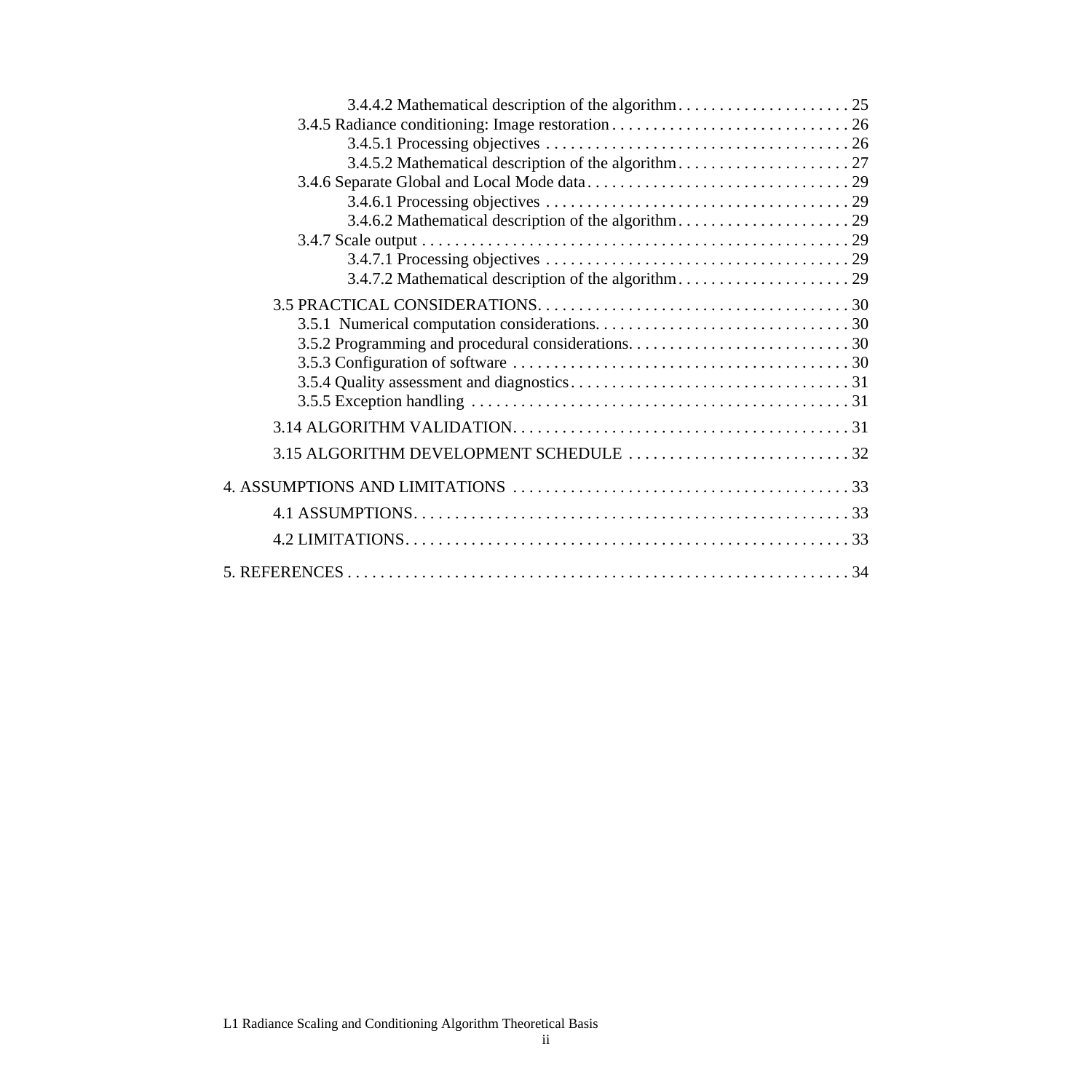3.4.4.2 Mathematical description of the algorithm . . . . . . . . . . . . . . . . . . . . . 25

3.4.5 Radiance conditioning: Image restoration . . . . . . . . . . . . . . . . . . . . . . . . . . . . . 26

3.4.5.1 Processing objectives . . . . . . . . . . . . . . . . . . . . . . . . . . . . . . . . . . . . 26

3.4.5.2 Mathematical description of the algorithm . . . . . . . . . . . . . . . . . . . . . 27

3.4.6 Separate Global and Local Mode data . . . . . . . . . . . . . . . . . . . . . . . . . . . . . . . . 29

3.4.6.1 Processing objectives . . . . . . . . . . . . . . . . . . . . . . . . . . . . . . . . . . . . 29

3.4.6.2 Mathematical description of the algorithm . . . . . . . . . . . . . . . . . . . . . 29

3.4.7 Scale output . . . . . . . . . . . . . . . . . . . . . . . . . . . . . . . . . . . . . . . . . . . . . . . . . . . 29

3.4.7.1 Processing objectives . . . . . . . . . . . . . . . . . . . . . . . . . . . . . . . . . . . . 29

3.4.7.2 Mathematical description of the algorithm . . . . . . . . . . . . . . . . . . . . . 29

3.5 PRACTICAL CONSIDERATIONS . . . . . . . . . . . . . . . . . . . . . . . . . . . . . . . . . . . . . . 30

3.5.1 Numerical computation considerations . . . . . . . . . . . . . . . . . . . . . . . . . . . . . . . 30

3.5.2 Programming and procedural considerations . . . . . . . . . . . . . . . . . . . . . . . . . . 30

3.5.3 Configuration of software . . . . . . . . . . . . . . . . . . . . . . . . . . . . . . . . . . . . . . . . 30

3.5.4 Quality assessment and diagnostics . . . . . . . . . . . . . . . . . . . . . . . . . . . . . . . . . 31

3.5.5 Exception handling . . . . . . . . . . . . . . . . . . . . . . . . . . . . . . . . . . . . . . . . . . . . . 31

3.14 ALGORITHM VALIDATION . . . . . . . . . . . . . . . . . . . . . . . . . . . . . . . . . . . . . . . . . 31

3.15 ALGORITHM DEVELOPMENT SCHEDULE . . . . . . . . . . . . . . . . . . . . . . . . . . . 32

4. ASSUMPTIONS AND LIMITATIONS . . . . . . . . . . . . . . . . . . . . . . . . . . . . . . . . . . . . . 33

4.1 ASSUMPTIONS . . . . . . . . . . . . . . . . . . . . . . . . . . . . . . . . . . . . . . . . . . . . . . . . . . . 33

4.2 LIMITATIONS . . . . . . . . . . . . . . . . . . . . . . . . . . . . . . . . . . . . . . . . . . . . . . . . . . . . 33

5. REFERENCES . . . . . . . . . . . . . . . . . . . . . . . . . . . . . . . . . . . . . . . . . . . . . . . . . . . . . . . 34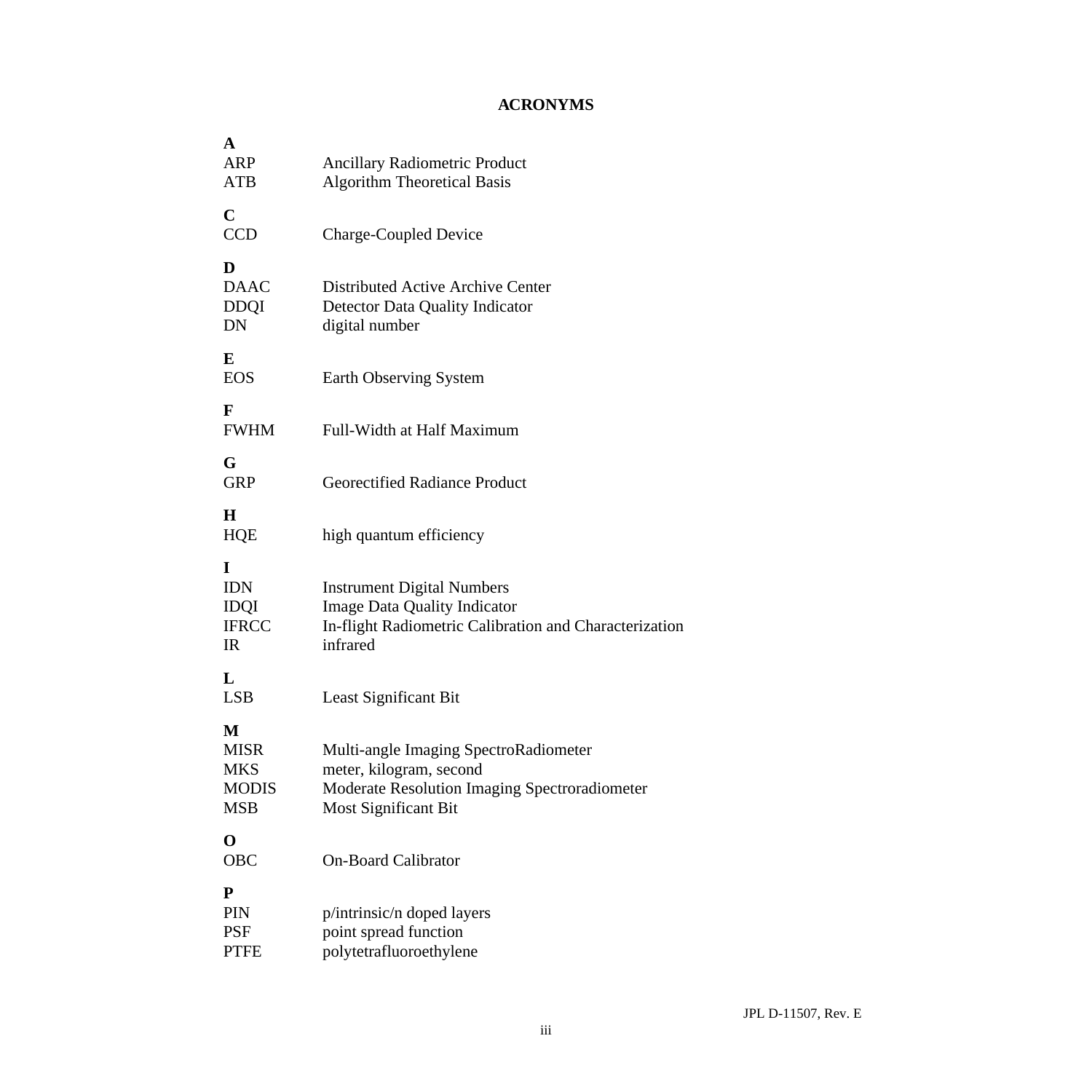# ACRONYMS

**A**

| | |
|---|---|
| ARP | Ancillary Radiometric Product |
| ATB | Algorithm Theoretical Basis |

**C**

| | |
|---|---|
| CCD | Charge-Coupled Device |

**D**

| | |
|---|---|
| DAAC | Distributed Active Archive Center |
| DDQI | Detector Data Quality Indicator |
| DN | digital number |

**E**

| | |
|---|---|
| EOS | Earth Observing System |

**F**

| | |
|---|---|
| FWHM | Full-Width at Half Maximum |

**G**

| | |
|---|---|
| GRP | Georectified Radiance Product |

**H**

| | |
|---|---|
| HQE | high quantum efficiency |

**I**

| | |
|---|---|
| IDN | Instrument Digital Numbers |
| IDQI | Image Data Quality Indicator |
| IFRCC | In-flight Radiometric Calibration and Characterization |
| IR | infrared |

**L**

| | |
|---|---|
| LSB | Least Significant Bit |

**M**

| | |
|---|---|
| MISR | Multi-angle Imaging SpectroRadiometer |
| MKS | meter, kilogram, second |
| MODIS | Moderate Resolution Imaging Spectroradiometer |
| MSB | Most Significant Bit |

**O**

| | |
|---|---|
| OBC | On-Board Calibrator |

**P**

| | |
|---|---|
| PIN | p/intrinsic/n doped layers |
| PSF | point spread function |
| PTFE | polytetrafluoroethylene |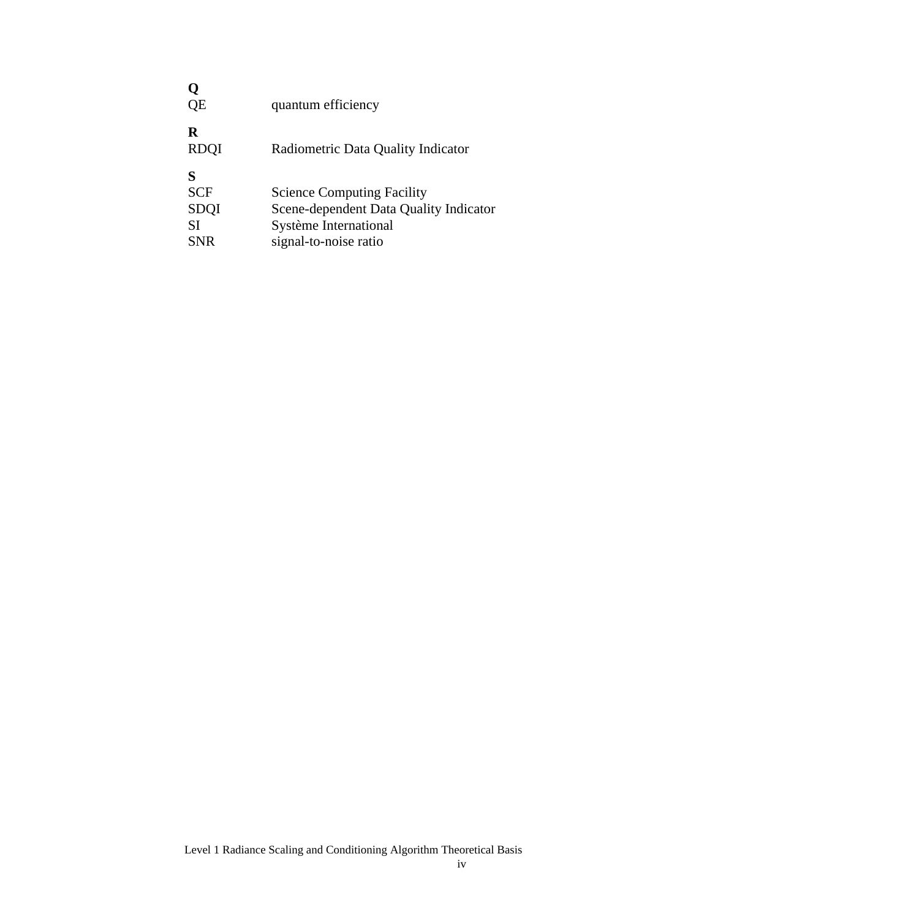**Q**

| | |
|---|---|
| QE | quantum efficiency |

**R**

| | |
|---|---|
| RDQI | Radiometric Data Quality Indicator |

**S**

| | |
|---|---|
| SCF | Science Computing Facility |
| SDQI | Scene-dependent Data Quality Indicator |
| SI | Système International |
| SNR | signal-to-noise ratio |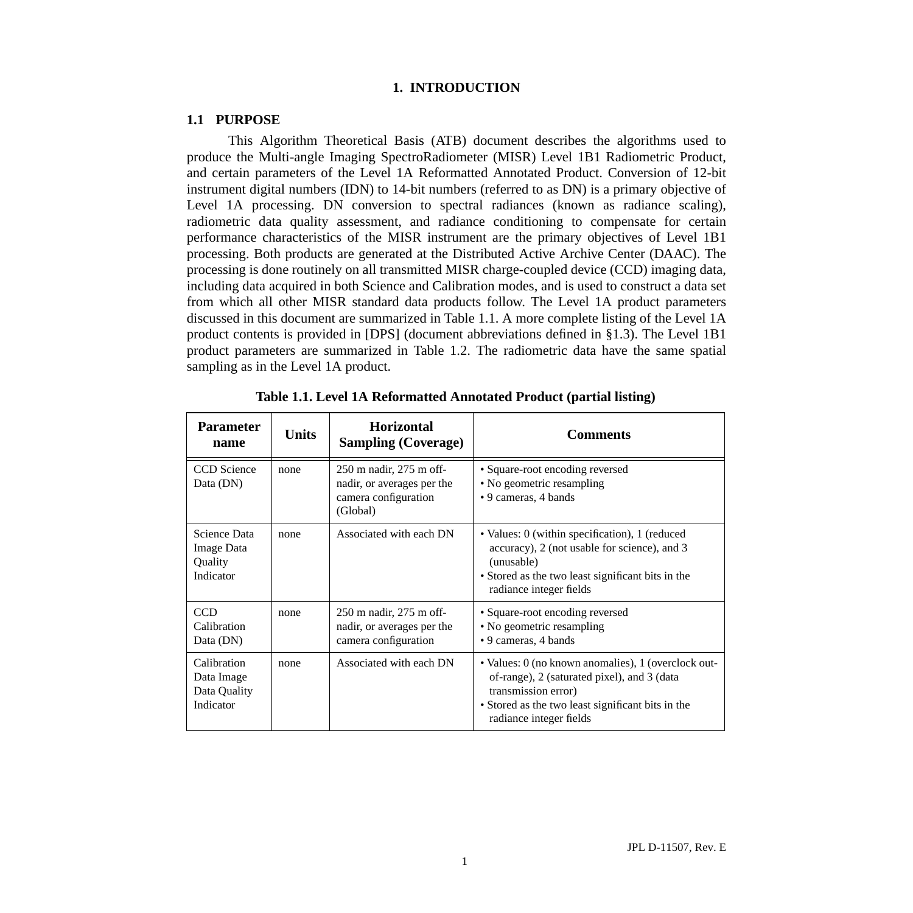# 1. INTRODUCTION

## 1.1 PURPOSE

This Algorithm Theoretical Basis (ATB) document describes the algorithms used to produce the Multi-angle Imaging SpectroRadiometer (MISR) Level 1B1 Radiometric Product, and certain parameters of the Level 1A Reformatted Annotated Product. Conversion of 12-bit instrument digital numbers (IDN) to 14-bit numbers (referred to as DN) is a primary objective of Level 1A processing. DN conversion to spectral radiances (known as radiance scaling), radiometric data quality assessment, and radiance conditioning to compensate for certain performance characteristics of the MISR instrument are the primary objectives of Level 1B1 processing. Both products are generated at the Distributed Active Archive Center (DAAC). The processing is done routinely on all transmitted MISR charge-coupled device (CCD) imaging data, including data acquired in both Science and Calibration modes, and is used to construct a data set from which all other MISR standard data products follow. The Level 1A product parameters discussed in this document are summarized in Table 1.1. A more complete listing of the Level 1A product contents is provided in [DPS] (document abbreviations defined in §1.3). The Level 1B1 product parameters are summarized in Table 1.2. The radiometric data have the same spatial sampling as in the Level 1A product.

**Table 1.1. Level 1A Reformatted Annotated Product (partial listing)**

| Parameter name | Units | Horizontal Sampling (Coverage) | Comments |
|---|---|---|---|
| CCD Science Data (DN) | none | 250 m nadir, 275 m off-nadir, or averages per the camera configuration (Global) | • Square-root encoding reversed<br>• No geometric resampling<br>• 9 cameras, 4 bands |
| Science Data Image Data Quality Indicator | none | Associated with each DN | • Values: 0 (within specification), 1 (reduced accuracy), 2 (not usable for science), and 3 (unusable)<br>• Stored as the two least significant bits in the radiance integer fields |
| CCD Calibration Data (DN) | none | 250 m nadir, 275 m off-nadir, or averages per the camera configuration | • Square-root encoding reversed<br>• No geometric resampling<br>• 9 cameras, 4 bands |
| Calibration Data Image Data Quality Indicator | none | Associated with each DN | • Values: 0 (no known anomalies), 1 (overclock out-of-range), 2 (saturated pixel), and 3 (data transmission error)<br>• Stored as the two least significant bits in the radiance integer fields |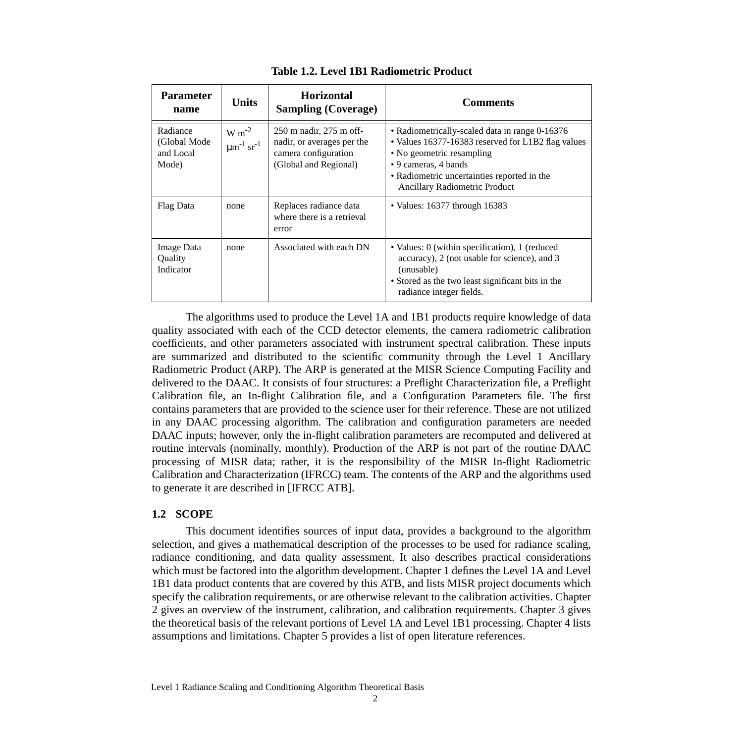**Table 1.2. Level 1B1 Radiometric Product**

| Parameter name | Units | Horizontal Sampling (Coverage) | Comments |
|---|---|---|---|
| Radiance (Global Mode and Local Mode) | W $m^{-2}$ $\mu m^{-1}$ $sr^{-1}$ | 250 m nadir, 275 m off-nadir, or averages per the camera configuration (Global and Regional) | • Radiometrically-scaled data in range 0-16376<br>• Values 16377-16383 reserved for L1B2 flag values<br>• No geometric resampling<br>• 9 cameras, 4 bands<br>• Radiometric uncertainties reported in the Ancillary Radiometric Product |
| Flag Data | none | Replaces radiance data where there is a retrieval error | • Values: 16377 through 16383 |
| Image Data Quality Indicator | none | Associated with each DN | • Values: 0 (within specification), 1 (reduced accuracy), 2 (not usable for science), and 3 (unusable)<br>• Stored as the two least significant bits in the radiance integer fields. |

The algorithms used to produce the Level 1A and 1B1 products require knowledge of data quality associated with each of the CCD detector elements, the camera radiometric calibration coefficients, and other parameters associated with instrument spectral calibration. These inputs are summarized and distributed to the scientific community through the Level 1 Ancillary Radiometric Product (ARP). The ARP is generated at the MISR Science Computing Facility and delivered to the DAAC. It consists of four structures: a Preflight Characterization file, a Preflight Calibration file, an In-flight Calibration file, and a Configuration Parameters file. The first contains parameters that are provided to the science user for their reference. These are not utilized in any DAAC processing algorithm. The calibration and configuration parameters are needed DAAC inputs; however, only the in-flight calibration parameters are recomputed and delivered at routine intervals (nominally, monthly). Production of the ARP is not part of the routine DAAC processing of MISR data; rather, it is the responsibility of the MISR In-flight Radiometric Calibration and Characterization (IFRCC) team. The contents of the ARP and the algorithms used to generate it are described in [IFRCC ATB].

## 1.2 SCOPE

This document identifies sources of input data, provides a background to the algorithm selection, and gives a mathematical description of the processes to be used for radiance scaling, radiance conditioning, and data quality assessment. It also describes practical considerations which must be factored into the algorithm development. Chapter 1 defines the Level 1A and Level 1B1 data product contents that are covered by this ATB, and lists MISR project documents which specify the calibration requirements, or are otherwise relevant to the calibration activities. Chapter 2 gives an overview of the instrument, calibration, and calibration requirements. Chapter 3 gives the theoretical basis of the relevant portions of Level 1A and Level 1B1 processing. Chapter 4 lists assumptions and limitations. Chapter 5 provides a list of open literature references.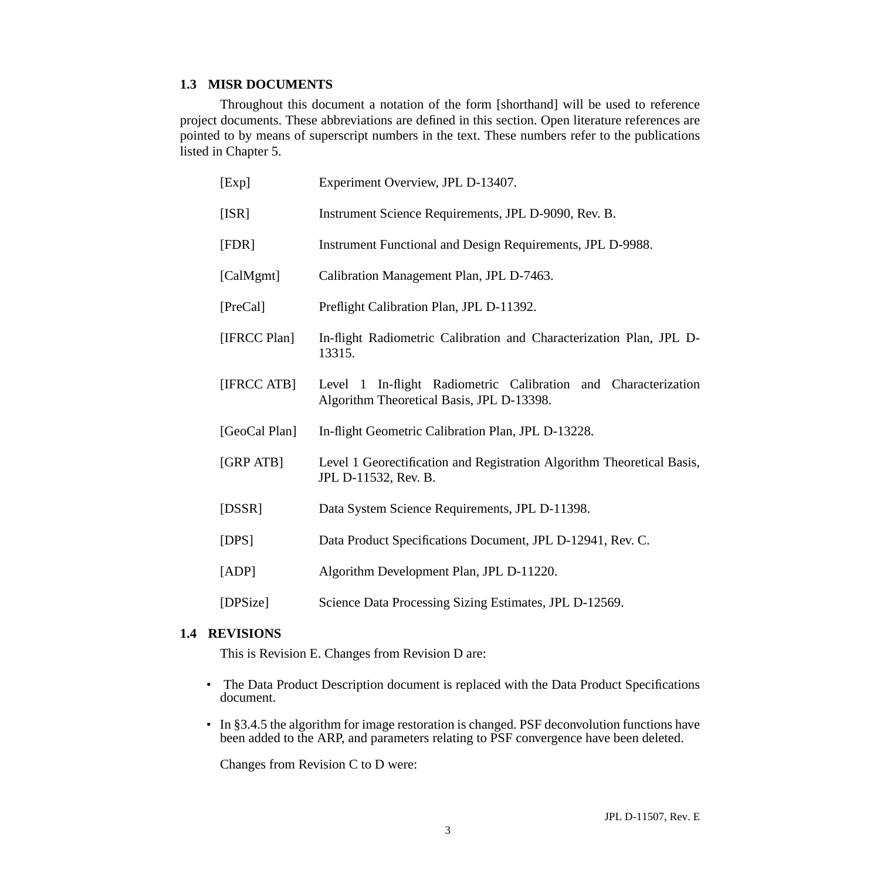### 1.3 MISR DOCUMENTS

Throughout this document a notation of the form [shorthand] will be used to reference project documents. These abbreviations are defined in this section. Open literature references are pointed to by means of superscript numbers in the text. These numbers refer to the publications listed in Chapter 5.

| | |
|---|---|
| [Exp] | Experiment Overview, JPL D-13407. |
| [ISR] | Instrument Science Requirements, JPL D-9090, Rev. B. |
| [FDR] | Instrument Functional and Design Requirements, JPL D-9988. |
| [CalMgmt] | Calibration Management Plan, JPL D-7463. |
| [PreCal] | Preflight Calibration Plan, JPL D-11392. |
| [IFRCC Plan] | In-flight Radiometric Calibration and Characterization Plan, JPL D-13315. |
| [IFRCC ATB] | Level 1 In-flight Radiometric Calibration and Characterization Algorithm Theoretical Basis, JPL D-13398. |
| [GeoCal Plan] | In-flight Geometric Calibration Plan, JPL D-13228. |
| [GRP ATB] | Level 1 Georectification and Registration Algorithm Theoretical Basis, JPL D-11532, Rev. B. |
| [DSSR] | Data System Science Requirements, JPL D-11398. |
| [DPS] | Data Product Specifications Document, JPL D-12941, Rev. C. |
| [ADP] | Algorithm Development Plan, JPL D-11220. |
| [DPSize] | Science Data Processing Sizing Estimates, JPL D-12569. |

### 1.4 REVISIONS

This is Revision E. Changes from Revision D are:

- The Data Product Description document is replaced with the Data Product Specifications document.
- In §3.4.5 the algorithm for image restoration is changed. PSF deconvolution functions have been added to the ARP, and parameters relating to PSF convergence have been deleted.

Changes from Revision C to D were: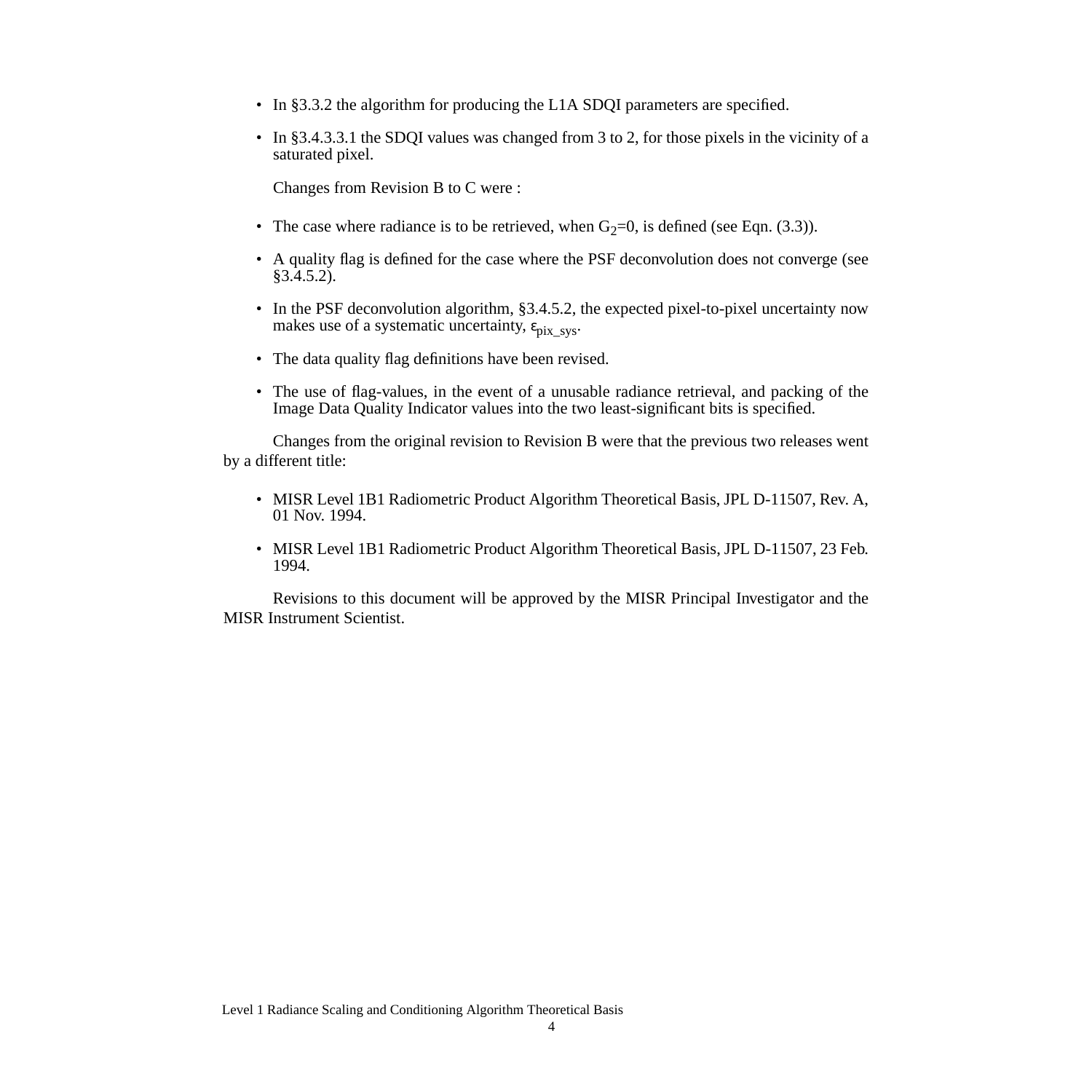- In §3.3.2 the algorithm for producing the L1A SDQI parameters are specified.
- In §3.4.3.3.1 the SDQI values was changed from 3 to 2, for those pixels in the vicinity of a saturated pixel.

Changes from Revision B to C were :

- The case where radiance is to be retrieved, when $G_2$=0, is defined (see Eqn. (3.3)).
- A quality flag is defined for the case where the PSF deconvolution does not converge (see §3.4.5.2).
- In the PSF deconvolution algorithm, §3.4.5.2, the expected pixel-to-pixel uncertainty now makes use of a systematic uncertainty, $\varepsilon_{pix\_sys}$.
- The data quality flag definitions have been revised.
- The use of flag-values, in the event of a unusable radiance retrieval, and packing of the Image Data Quality Indicator values into the two least-significant bits is specified.

Changes from the original revision to Revision B were that the previous two releases went by a different title:

- MISR Level 1B1 Radiometric Product Algorithm Theoretical Basis, JPL D-11507, Rev. A, 01 Nov. 1994.
- MISR Level 1B1 Radiometric Product Algorithm Theoretical Basis, JPL D-11507, 23 Feb. 1994.

Revisions to this document will be approved by the MISR Principal Investigator and the MISR Instrument Scientist.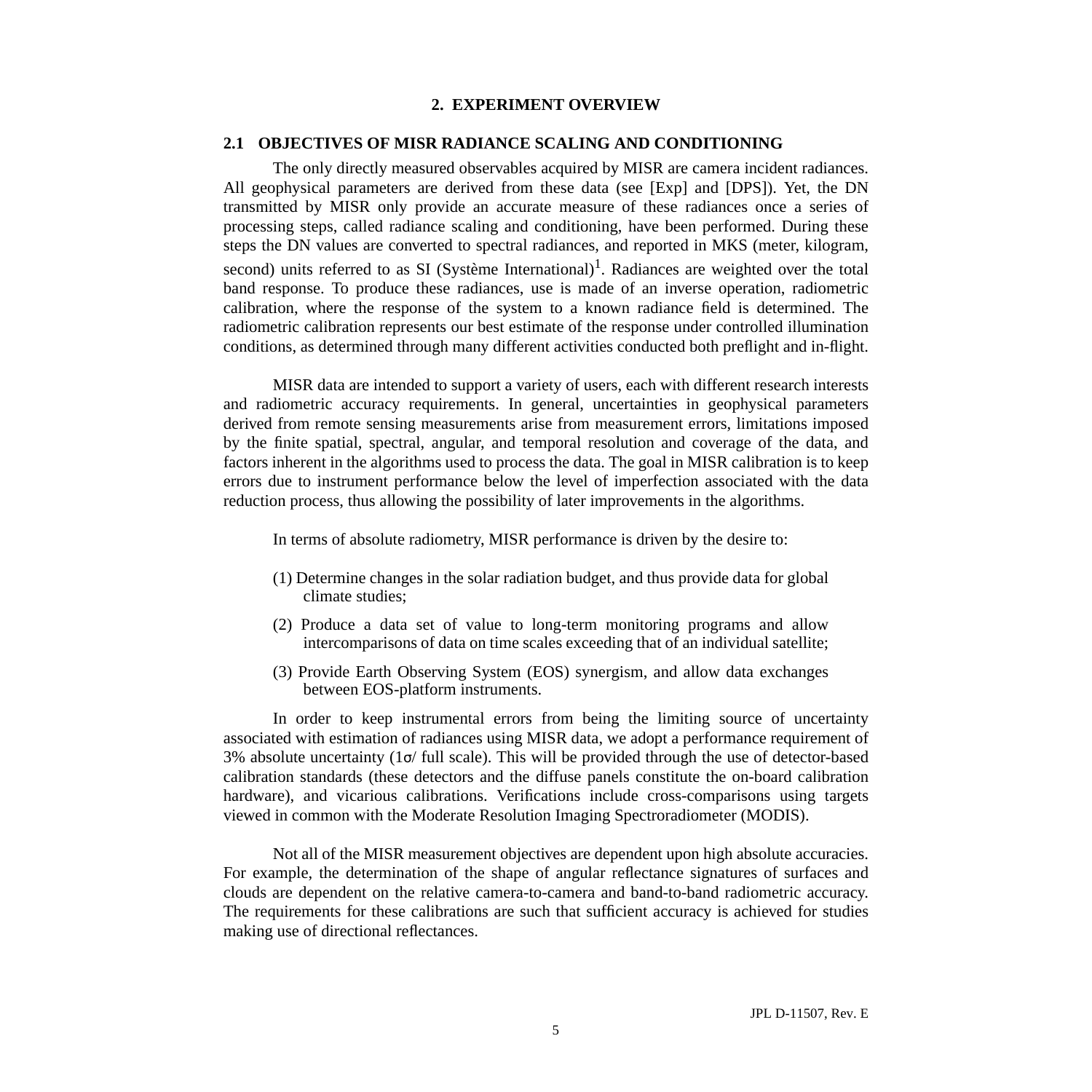# 2. EXPERIMENT OVERVIEW

## 2.1 OBJECTIVES OF MISR RADIANCE SCALING AND CONDITIONING

The only directly measured observables acquired by MISR are camera incident radiances. All geophysical parameters are derived from these data (see [Exp] and [DPS]). Yet, the DN transmitted by MISR only provide an accurate measure of these radiances once a series of processing steps, called radiance scaling and conditioning, have been performed. During these steps the DN values are converted to spectral radiances, and reported in MKS (meter, kilogram, second) units referred to as SI (Système International)[1]. Radiances are weighted over the total band response. To produce these radiances, use is made of an inverse operation, radiometric calibration, where the response of the system to a known radiance field is determined. The radiometric calibration represents our best estimate of the response under controlled illumination conditions, as determined through many different activities conducted both preflight and in-flight.

MISR data are intended to support a variety of users, each with different research interests and radiometric accuracy requirements. In general, uncertainties in geophysical parameters derived from remote sensing measurements arise from measurement errors, limitations imposed by the finite spatial, spectral, angular, and temporal resolution and coverage of the data, and factors inherent in the algorithms used to process the data. The goal in MISR calibration is to keep errors due to instrument performance below the level of imperfection associated with the data reduction process, thus allowing the possibility of later improvements in the algorithms.

In terms of absolute radiometry, MISR performance is driven by the desire to:

(1) Determine changes in the solar radiation budget, and thus provide data for global climate studies;

(2) Produce a data set of value to long-term monitoring programs and allow intercomparisons of data on time scales exceeding that of an individual satellite;

(3) Provide Earth Observing System (EOS) synergism, and allow data exchanges between EOS-platform instruments.

In order to keep instrumental errors from being the limiting source of uncertainty associated with estimation of radiances using MISR data, we adopt a performance requirement of 3% absolute uncertainty (1σ/ full scale). This will be provided through the use of detector-based calibration standards (these detectors and the diffuse panels constitute the on-board calibration hardware), and vicarious calibrations. Verifications include cross-comparisons using targets viewed in common with the Moderate Resolution Imaging Spectroradiometer (MODIS).

Not all of the MISR measurement objectives are dependent upon high absolute accuracies. For example, the determination of the shape of angular reflectance signatures of surfaces and clouds are dependent on the relative camera-to-camera and band-to-band radiometric accuracy. The requirements for these calibrations are such that sufficient accuracy is achieved for studies making use of directional reflectances.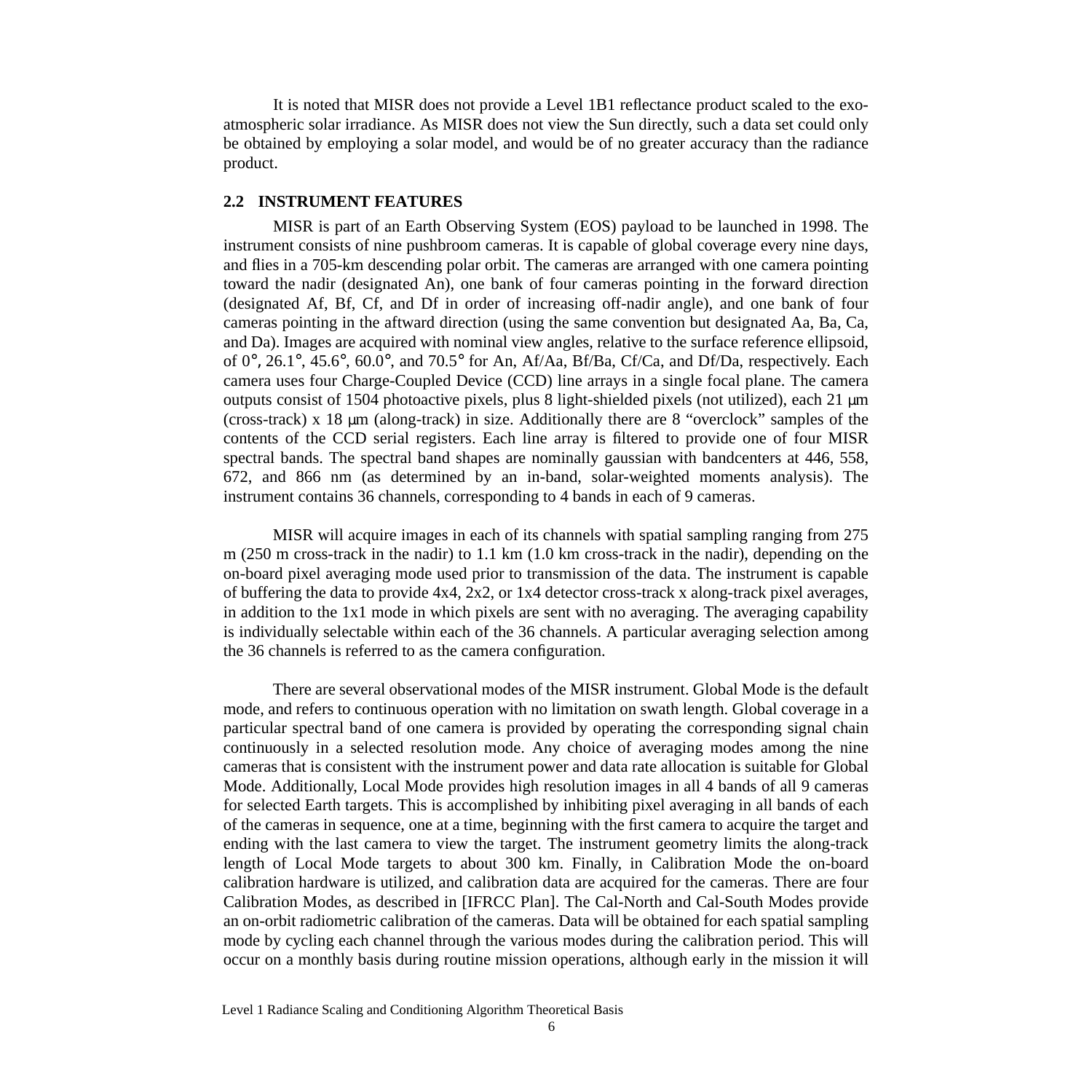It is noted that MISR does not provide a Level 1B1 reflectance product scaled to the exo-atmospheric solar irradiance. As MISR does not view the Sun directly, such a data set could only be obtained by employing a solar model, and would be of no greater accuracy than the radiance product.

## 2.2 INSTRUMENT FEATURES

MISR is part of an Earth Observing System (EOS) payload to be launched in 1998. The instrument consists of nine pushbroom cameras. It is capable of global coverage every nine days, and flies in a 705-km descending polar orbit. The cameras are arranged with one camera pointing toward the nadir (designated An), one bank of four cameras pointing in the forward direction (designated Af, Bf, Cf, and Df in order of increasing off-nadir angle), and one bank of four cameras pointing in the aftward direction (using the same convention but designated Aa, Ba, Ca, and Da). Images are acquired with nominal view angles, relative to the surface reference ellipsoid, of 0°, 26.1°, 45.6°, 60.0°, and 70.5° for An, Af/Aa, Bf/Ba, Cf/Ca, and Df/Da, respectively. Each camera uses four Charge-Coupled Device (CCD) line arrays in a single focal plane. The camera outputs consist of 1504 photoactive pixels, plus 8 light-shielded pixels (not utilized), each 21 μm (cross-track) x 18 μm (along-track) in size. Additionally there are 8 "overclock" samples of the contents of the CCD serial registers. Each line array is filtered to provide one of four MISR spectral bands. The spectral band shapes are nominally gaussian with bandcenters at 446, 558, 672, and 866 nm (as determined by an in-band, solar-weighted moments analysis). The instrument contains 36 channels, corresponding to 4 bands in each of 9 cameras.

MISR will acquire images in each of its channels with spatial sampling ranging from 275 m (250 m cross-track in the nadir) to 1.1 km (1.0 km cross-track in the nadir), depending on the on-board pixel averaging mode used prior to transmission of the data. The instrument is capable of buffering the data to provide 4x4, 2x2, or 1x4 detector cross-track x along-track pixel averages, in addition to the 1x1 mode in which pixels are sent with no averaging. The averaging capability is individually selectable within each of the 36 channels. A particular averaging selection among the 36 channels is referred to as the camera configuration.

There are several observational modes of the MISR instrument. Global Mode is the default mode, and refers to continuous operation with no limitation on swath length. Global coverage in a particular spectral band of one camera is provided by operating the corresponding signal chain continuously in a selected resolution mode. Any choice of averaging modes among the nine cameras that is consistent with the instrument power and data rate allocation is suitable for Global Mode. Additionally, Local Mode provides high resolution images in all 4 bands of all 9 cameras for selected Earth targets. This is accomplished by inhibiting pixel averaging in all bands of each of the cameras in sequence, one at a time, beginning with the first camera to acquire the target and ending with the last camera to view the target. The instrument geometry limits the along-track length of Local Mode targets to about 300 km. Finally, in Calibration Mode the on-board calibration hardware is utilized, and calibration data are acquired for the cameras. There are four Calibration Modes, as described in [IFRCC Plan]. The Cal-North and Cal-South Modes provide an on-orbit radiometric calibration of the cameras. Data will be obtained for each spatial sampling mode by cycling each channel through the various modes during the calibration period. This will occur on a monthly basis during routine mission operations, although early in the mission it will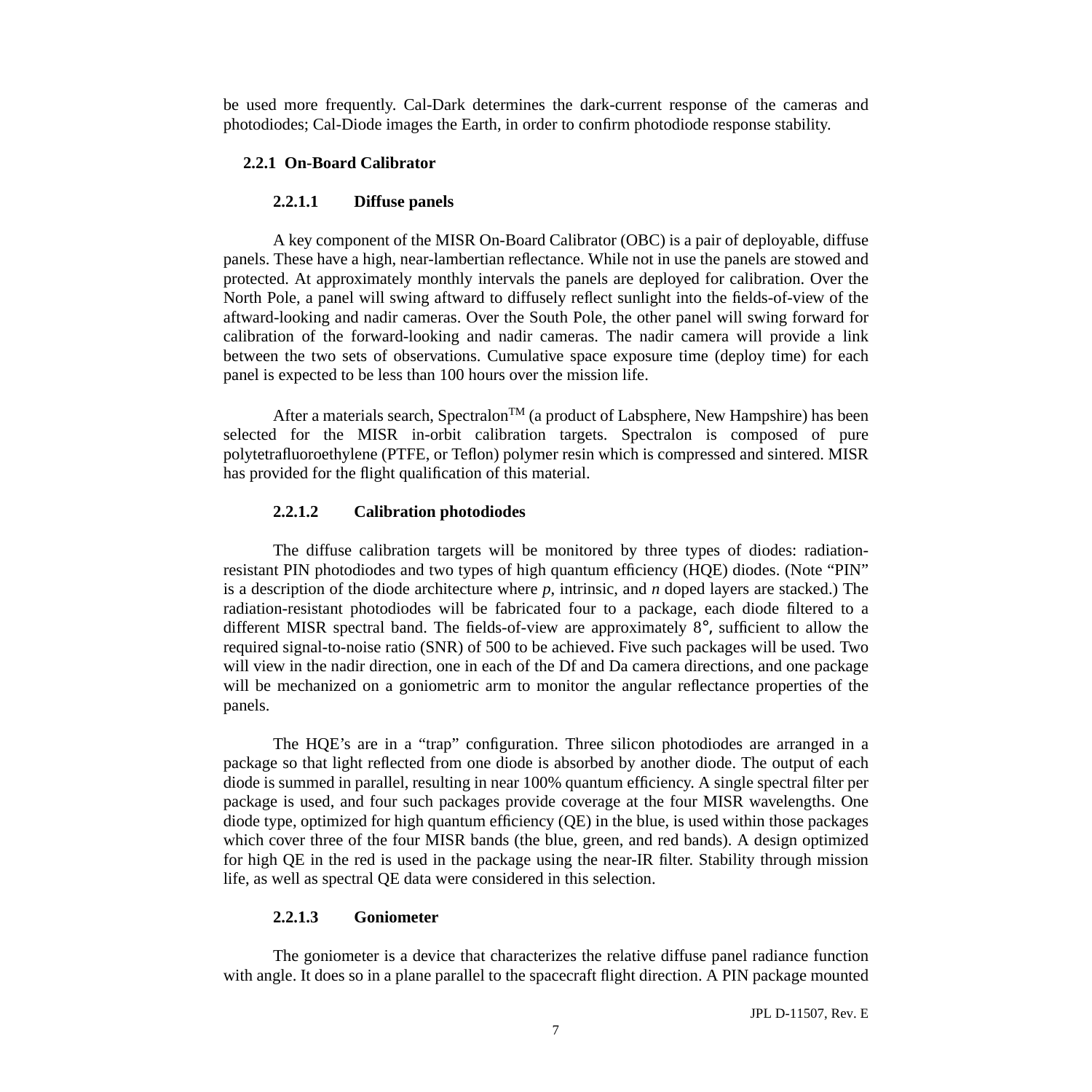be used more frequently. Cal-Dark determines the dark-current response of the cameras and photodiodes; Cal-Diode images the Earth, in order to confirm photodiode response stability.

### 2.2.1 On-Board Calibrator

#### 2.2.1.1 Diffuse panels

A key component of the MISR On-Board Calibrator (OBC) is a pair of deployable, diffuse panels. These have a high, near-lambertian reflectance. While not in use the panels are stowed and protected. At approximately monthly intervals the panels are deployed for calibration. Over the North Pole, a panel will swing aftward to diffusely reflect sunlight into the fields-of-view of the aftward-looking and nadir cameras. Over the South Pole, the other panel will swing forward for calibration of the forward-looking and nadir cameras. The nadir camera will provide a link between the two sets of observations. Cumulative space exposure time (deploy time) for each panel is expected to be less than 100 hours over the mission life.

After a materials search, Spectralon™ (a product of Labsphere, New Hampshire) has been selected for the MISR in-orbit calibration targets. Spectralon is composed of pure polytetrafluoroethylene (PTFE, or Teflon) polymer resin which is compressed and sintered. MISR has provided for the flight qualification of this material.

#### 2.2.1.2 Calibration photodiodes

The diffuse calibration targets will be monitored by three types of diodes: radiation-resistant PIN photodiodes and two types of high quantum efficiency (HQE) diodes. (Note "PIN" is a description of the diode architecture where *p*, intrinsic, and *n* doped layers are stacked.) The radiation-resistant photodiodes will be fabricated four to a package, each diode filtered to a different MISR spectral band. The fields-of-view are approximately 8°, sufficient to allow the required signal-to-noise ratio (SNR) of 500 to be achieved. Five such packages will be used. Two will view in the nadir direction, one in each of the Df and Da camera directions, and one package will be mechanized on a goniometric arm to monitor the angular reflectance properties of the panels.

The HQE's are in a "trap" configuration. Three silicon photodiodes are arranged in a package so that light reflected from one diode is absorbed by another diode. The output of each diode is summed in parallel, resulting in near 100% quantum efficiency. A single spectral filter per package is used, and four such packages provide coverage at the four MISR wavelengths. One diode type, optimized for high quantum efficiency (QE) in the blue, is used within those packages which cover three of the four MISR bands (the blue, green, and red bands). A design optimized for high QE in the red is used in the package using the near-IR filter. Stability through mission life, as well as spectral QE data were considered in this selection.

#### 2.2.1.3 Goniometer

The goniometer is a device that characterizes the relative diffuse panel radiance function with angle. It does so in a plane parallel to the spacecraft flight direction. A PIN package mounted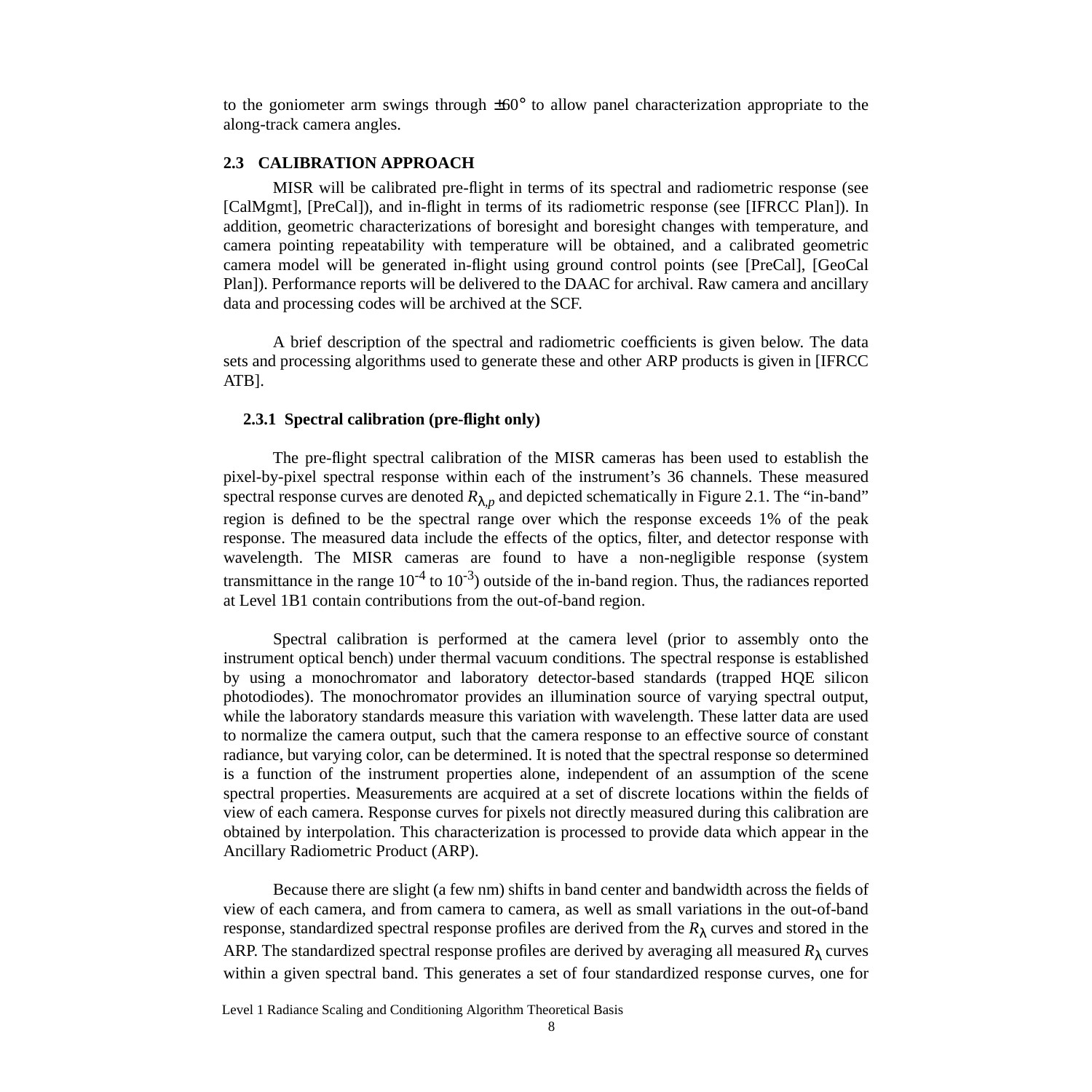to the goniometer arm swings through ±60° to allow panel characterization appropriate to the along-track camera angles.

## 2.3 CALIBRATION APPROACH

MISR will be calibrated pre-flight in terms of its spectral and radiometric response (see [CalMgmt], [PreCal]), and in-flight in terms of its radiometric response (see [IFRCC Plan]). In addition, geometric characterizations of boresight and boresight changes with temperature, and camera pointing repeatability with temperature will be obtained, and a calibrated geometric camera model will be generated in-flight using ground control points (see [PreCal], [GeoCal Plan]). Performance reports will be delivered to the DAAC for archival. Raw camera and ancillary data and processing codes will be archived at the SCF.

A brief description of the spectral and radiometric coefficients is given below. The data sets and processing algorithms used to generate these and other ARP products is given in [IFRCC ATB].

### 2.3.1 Spectral calibration (pre-flight only)

The pre-flight spectral calibration of the MISR cameras has been used to establish the pixel-by-pixel spectral response within each of the instrument's 36 channels. These measured spectral response curves are denoted $R_{\lambda,p}$ and depicted schematically in Figure 2.1. The "in-band" region is defined to be the spectral range over which the response exceeds 1% of the peak response. The measured data include the effects of the optics, filter, and detector response with wavelength. The MISR cameras are found to have a non-negligible response (system transmittance in the range $10^{-4}$ to $10^{-3}$) outside of the in-band region. Thus, the radiances reported at Level 1B1 contain contributions from the out-of-band region.

Spectral calibration is performed at the camera level (prior to assembly onto the instrument optical bench) under thermal vacuum conditions. The spectral response is established by using a monochromator and laboratory detector-based standards (trapped HQE silicon photodiodes). The monochromator provides an illumination source of varying spectral output, while the laboratory standards measure this variation with wavelength. These latter data are used to normalize the camera output, such that the camera response to an effective source of constant radiance, but varying color, can be determined. It is noted that the spectral response so determined is a function of the instrument properties alone, independent of an assumption of the scene spectral properties. Measurements are acquired at a set of discrete locations within the fields of view of each camera. Response curves for pixels not directly measured during this calibration are obtained by interpolation. This characterization is processed to provide data which appear in the Ancillary Radiometric Product (ARP).

Because there are slight (a few nm) shifts in band center and bandwidth across the fields of view of each camera, and from camera to camera, as well as small variations in the out-of-band response, standardized spectral response profiles are derived from the $R_{\lambda}$ curves and stored in the ARP. The standardized spectral response profiles are derived by averaging all measured $R_{\lambda}$ curves within a given spectral band. This generates a set of four standardized response curves, one for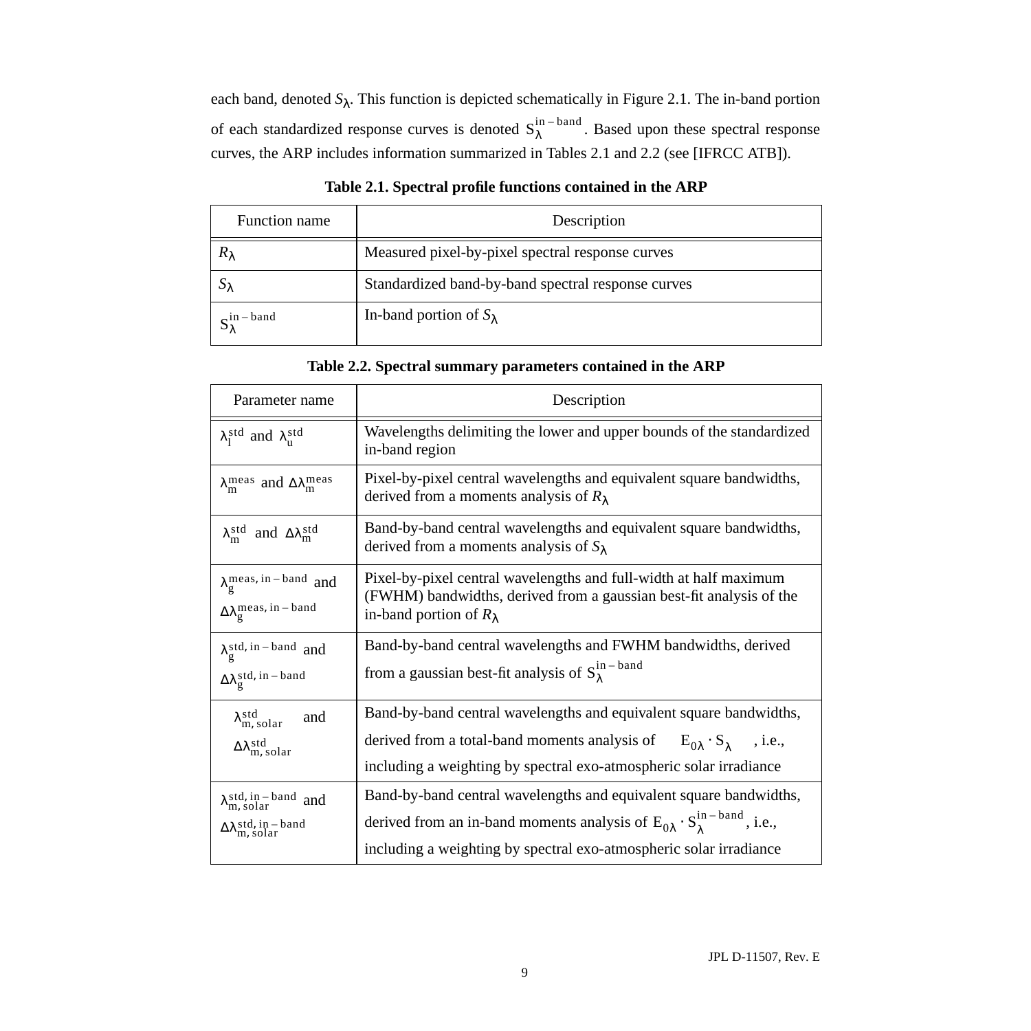each band, denoted $S_\lambda$. This function is depicted schematically in Figure 2.1. The in-band portion of each standardized response curves is denoted $S_\lambda^{in-band}$. Based upon these spectral response curves, the ARP includes information summarized in Tables 2.1 and 2.2 (see [IFRCC ATB]).

**Table 2.1. Spectral profile functions contained in the ARP**

| Function name | Description |
|---|---|
| $R_\lambda$ | Measured pixel-by-pixel spectral response curves |
| $S_\lambda$ | Standardized band-by-band spectral response curves |
| $S_\lambda^{in-band}$ | In-band portion of $S_\lambda$ |

**Table 2.2. Spectral summary parameters contained in the ARP**

| Parameter name | Description |
|---|---|
| $\lambda_l^{std}$ and $\lambda_u^{std}$ | Wavelengths delimiting the lower and upper bounds of the standardized in-band region |
| $\lambda_m^{meas}$ and $\Delta\lambda_m^{meas}$ | Pixel-by-pixel central wavelengths and equivalent square bandwidths, derived from a moments analysis of $R_\lambda$ |
| $\lambda_m^{std}$ and $\Delta\lambda_m^{std}$ | Band-by-band central wavelengths and equivalent square bandwidths, derived from a moments analysis of $S_\lambda$ |
| $\lambda_g^{meas, in-band}$ and $\Delta\lambda_g^{meas, in-band}$ | Pixel-by-pixel central wavelengths and full-width at half maximum (FWHM) bandwidths, derived from a gaussian best-fit analysis of the in-band portion of $R_\lambda$ |
| $\lambda_g^{std, in-band}$ and $\Delta\lambda_g^{std, in-band}$ | Band-by-band central wavelengths and FWHM bandwidths, derived from a gaussian best-fit analysis of $S_\lambda^{in-band}$ |
| $\lambda_{m, solar}^{std}$ and $\Delta\lambda_{m, solar}^{std}$ | Band-by-band central wavelengths and equivalent square bandwidths, derived from a total-band moments analysis of $E_{0\lambda} \cdot S_\lambda$, i.e., including a weighting by spectral exo-atmospheric solar irradiance |
| $\lambda_{m, solar}^{std, in-band}$ and $\Delta\lambda_{m, solar}^{std, in-band}$ | Band-by-band central wavelengths and equivalent square bandwidths, derived from an in-band moments analysis of $E_{0\lambda} \cdot S_\lambda^{in-band}$, i.e., including a weighting by spectral exo-atmospheric solar irradiance |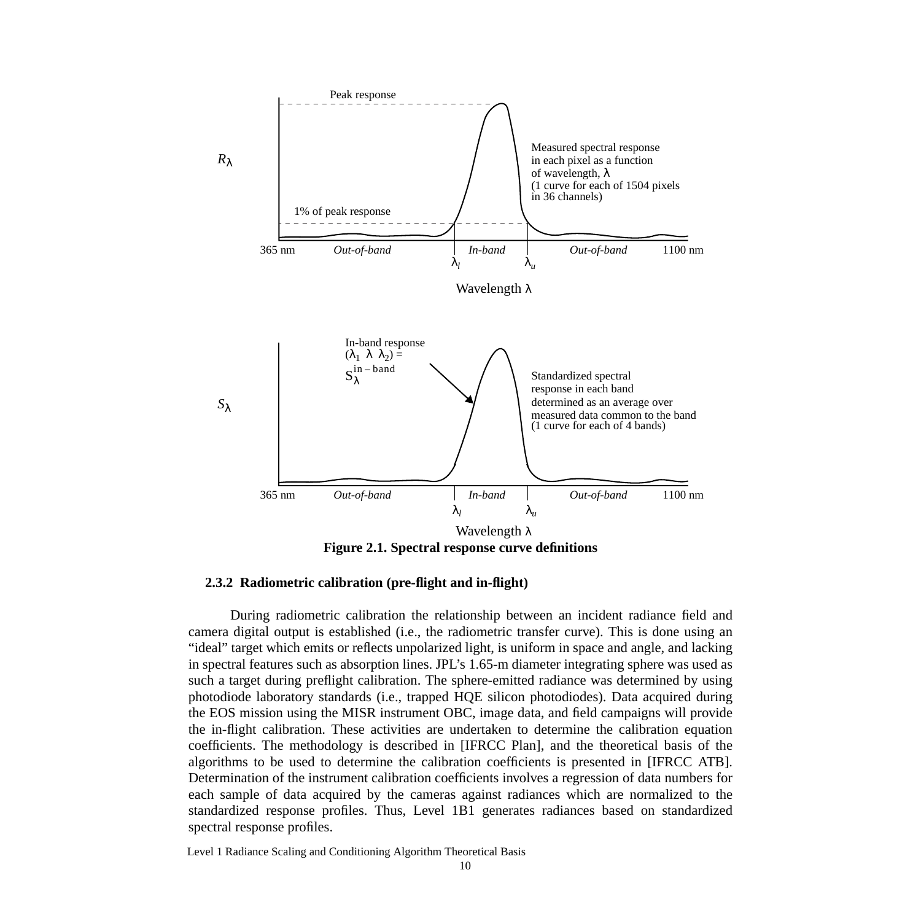Peak response

$R_\lambda$

Measured spectral response in each pixel as a function of wavelength, $\lambda$ (1 curve for each of 1504 pixels in 36 channels)

1% of peak response

365 nm *Out-of-band* *In-band* *Out-of-band* 1100 nm

$\lambda_l$ $\lambda_u$

Wavelength $\lambda$

In-band response ($\lambda_1 \; \lambda \; \lambda_2$) = $S_\lambda^{in-band}$

$S_\lambda$

Standardized spectral response in each band determined as an average over measured data common to the band (1 curve for each of 4 bands)

365 nm *Out-of-band* *In-band* *Out-of-band* 1100 nm

$\lambda_l$ $\lambda_u$

Wavelength $\lambda$

**Figure 2.1. Spectral response curve definitions**

### 2.3.2 Radiometric calibration (pre-flight and in-flight)

During radiometric calibration the relationship between an incident radiance field and camera digital output is established (i.e., the radiometric transfer curve). This is done using an "ideal" target which emits or reflects unpolarized light, is uniform in space and angle, and lacking in spectral features such as absorption lines. JPL's 1.65-m diameter integrating sphere was used as such a target during preflight calibration. The sphere-emitted radiance was determined by using photodiode laboratory standards (i.e., trapped HQE silicon photodiodes). Data acquired during the EOS mission using the MISR instrument OBC, image data, and field campaigns will provide the in-flight calibration. These activities are undertaken to determine the calibration equation coefficients. The methodology is described in [IFRCC Plan], and the theoretical basis of the algorithms to be used to determine the calibration coefficients is presented in [IFRCC ATB]. Determination of the instrument calibration coefficients involves a regression of data numbers for each sample of data acquired by the cameras against radiances which are normalized to the standardized response profiles. Thus, Level 1B1 generates radiances based on standardized spectral response profiles.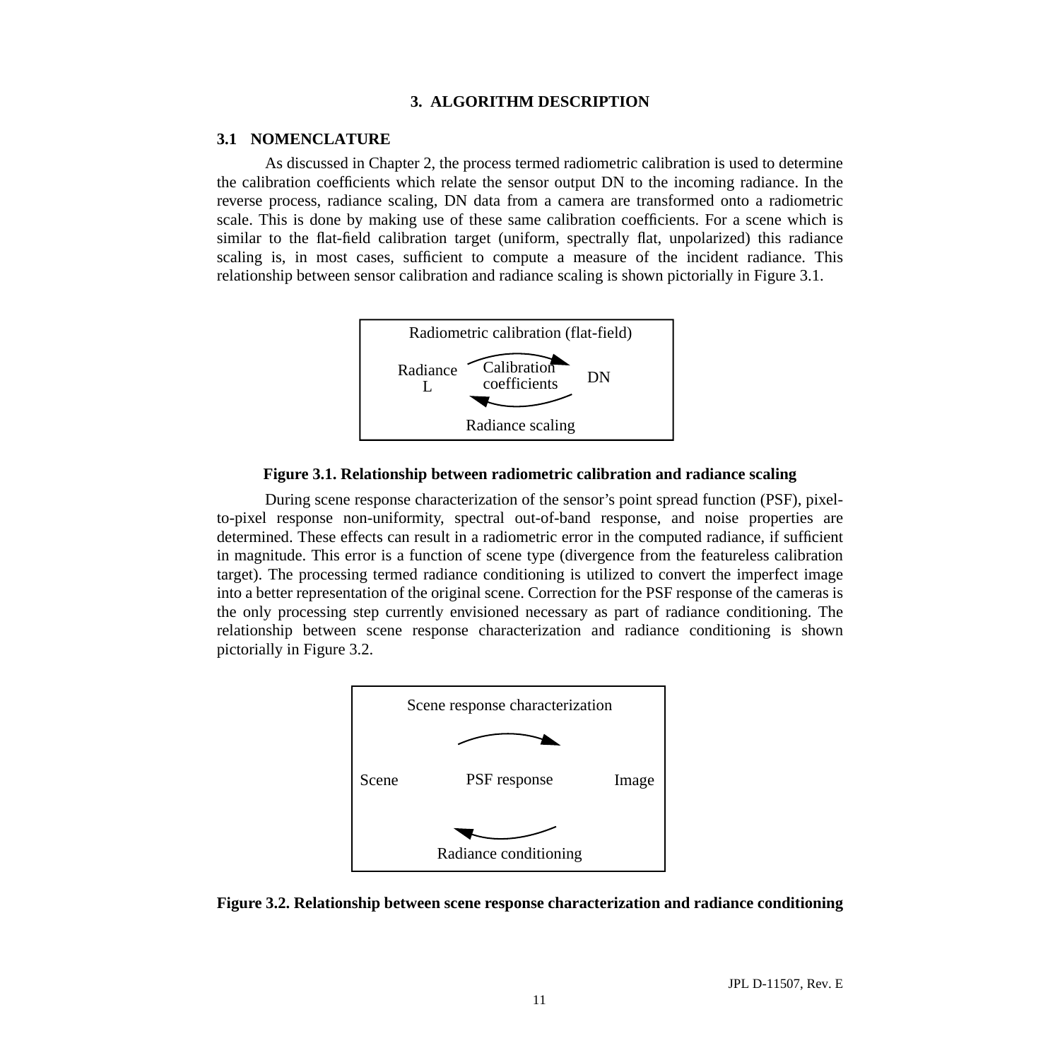# 3. ALGORITHM DESCRIPTION

## 3.1 NOMENCLATURE

As discussed in Chapter 2, the process termed radiometric calibration is used to determine the calibration coefficients which relate the sensor output DN to the incoming radiance. In the reverse process, radiance scaling, DN data from a camera are transformed onto a radiometric scale. This is done by making use of these same calibration coefficients. For a scene which is similar to the flat-field calibration target (uniform, spectrally flat, unpolarized) this radiance scaling is, in most cases, sufficient to compute a measure of the incident radiance. This relationship between sensor calibration and radiance scaling is shown pictorially in Figure 3.1.

Radiometric calibration (flat-field)

Radiance L

Calibration coefficients

DN

Radiance scaling

**Figure 3.1. Relationship between radiometric calibration and radiance scaling**

During scene response characterization of the sensor's point spread function (PSF), pixel-to-pixel response non-uniformity, spectral out-of-band response, and noise properties are determined. These effects can result in a radiometric error in the computed radiance, if sufficient in magnitude. This error is a function of scene type (divergence from the featureless calibration target). The processing termed radiance conditioning is utilized to convert the imperfect image into a better representation of the original scene. Correction for the PSF response of the cameras is the only processing step currently envisioned necessary as part of radiance conditioning. The relationship between scene response characterization and radiance conditioning is shown pictorially in Figure 3.2.

Scene response characterization

Scene

PSF response

Image

Radiance conditioning

**Figure 3.2. Relationship between scene response characterization and radiance conditioning**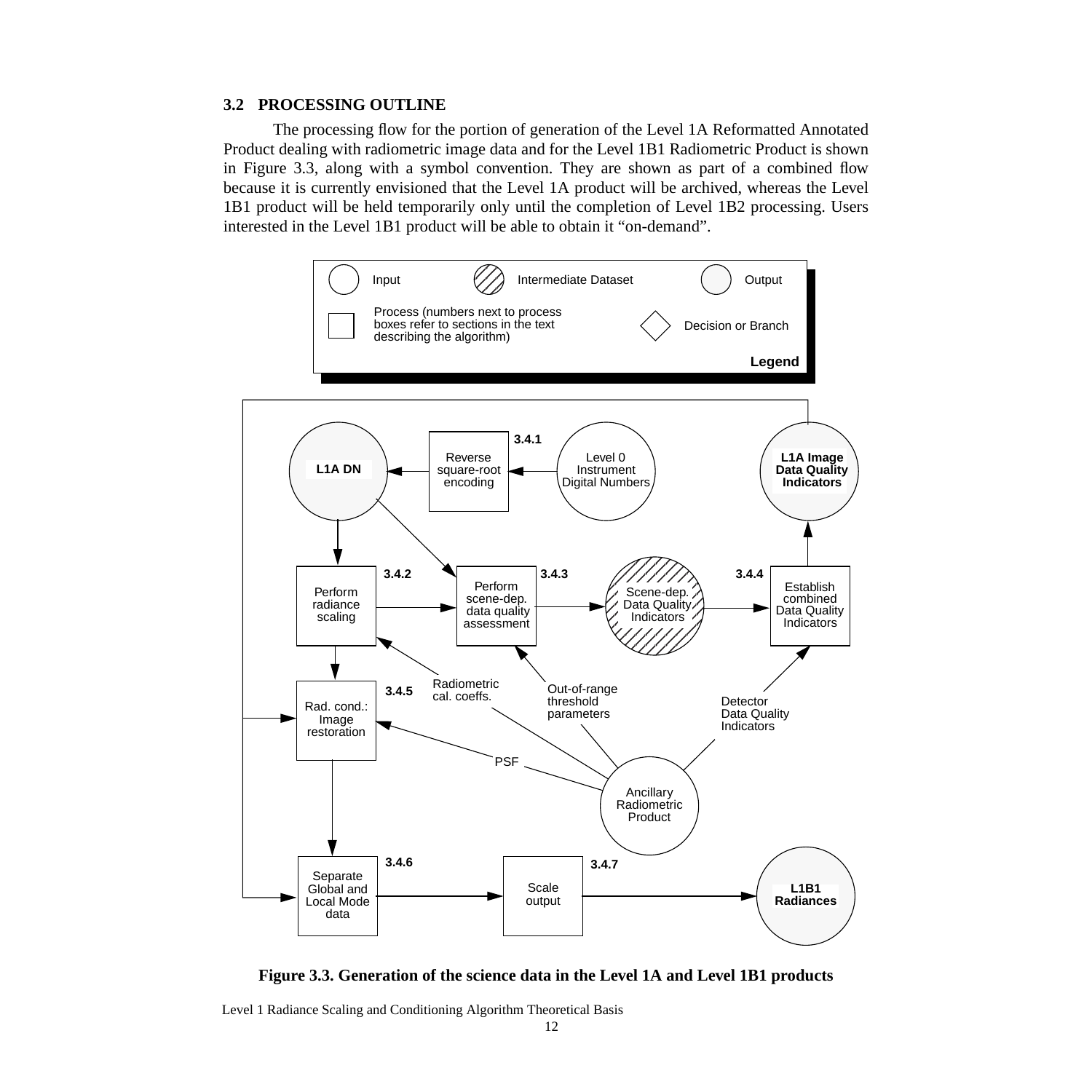## 3.2 PROCESSING OUTLINE

The processing flow for the portion of generation of the Level 1A Reformatted Annotated Product dealing with radiometric image data and for the Level 1B1 Radiometric Product is shown in Figure 3.3, along with a symbol convention. They are shown as part of a combined flow because it is currently envisioned that the Level 1A product will be archived, whereas the Level 1B1 product will be held temporarily only until the completion of Level 1B2 processing. Users interested in the Level 1B1 product will be able to obtain it "on-demand".

Input
Intermediate Dataset
Output
Process (numbers next to process boxes refer to sections in the text describing the algorithm)
Decision or Branch
Legend

3.4.1
Reverse square-root encoding
Level 0 Instrument Digital Numbers
L1A DN
L1A Image Data Quality Indicators
3.4.2
Perform radiance scaling
3.4.3
Perform scene-dep. data quality assessment
Scene-dep. Data Quality Indicators
3.4.4
Establish combined Data Quality Indicators
3.4.5
Rad. cond.: Image restoration
Radiometric cal. coeffs.
Out-of-range threshold parameters
Detector Data Quality Indicators
PSF
Ancillary Radiometric Product
3.4.6
Separate Global and Local Mode data
3.4.7
Scale output
L1B1 Radiances

**Figure 3.3. Generation of the science data in the Level 1A and Level 1B1 products**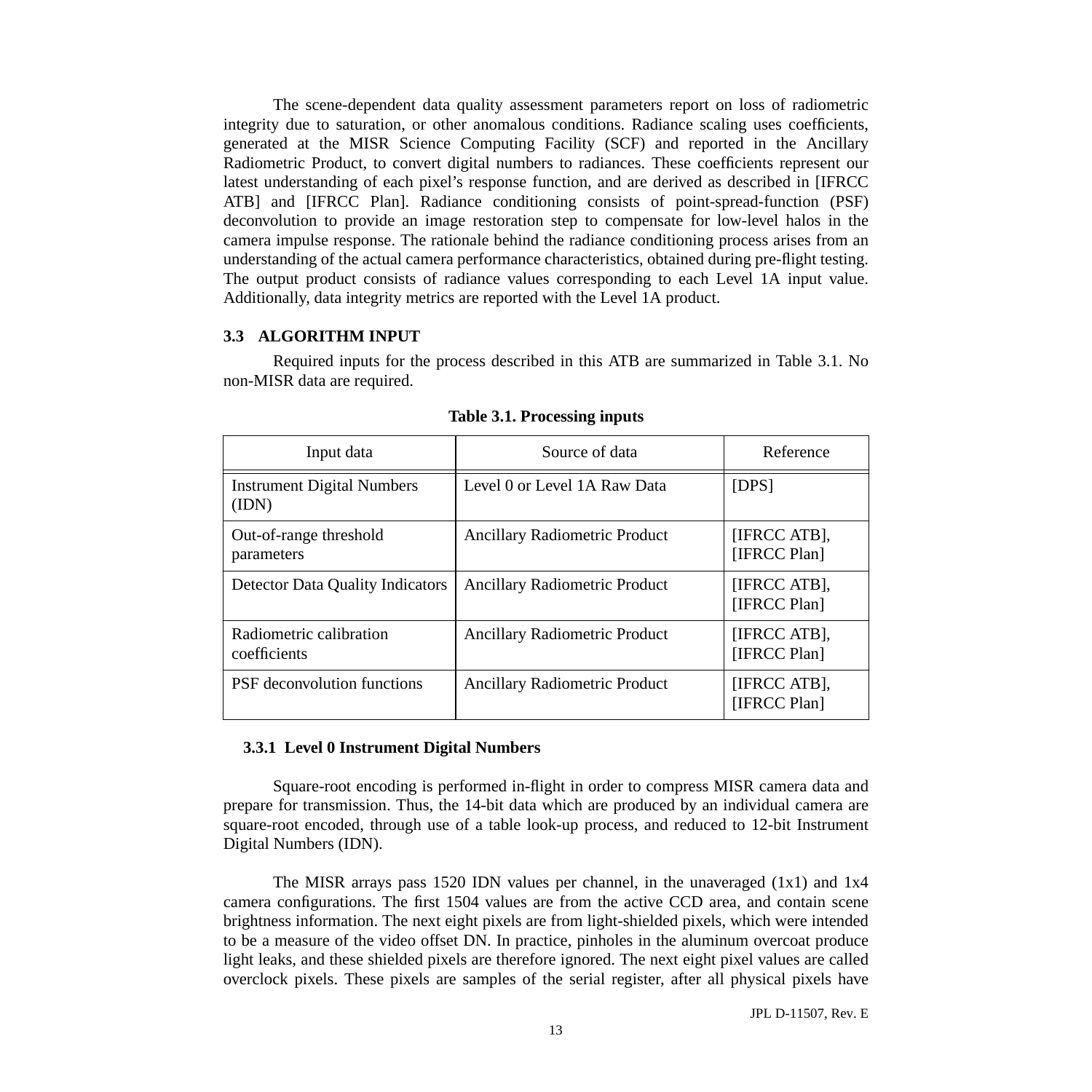The scene-dependent data quality assessment parameters report on loss of radiometric integrity due to saturation, or other anomalous conditions. Radiance scaling uses coefficients, generated at the MISR Science Computing Facility (SCF) and reported in the Ancillary Radiometric Product, to convert digital numbers to radiances. These coefficients represent our latest understanding of each pixel's response function, and are derived as described in [IFRCC ATB] and [IFRCC Plan]. Radiance conditioning consists of point-spread-function (PSF) deconvolution to provide an image restoration step to compensate for low-level halos in the camera impulse response. The rationale behind the radiance conditioning process arises from an understanding of the actual camera performance characteristics, obtained during pre-flight testing. The output product consists of radiance values corresponding to each Level 1A input value. Additionally, data integrity metrics are reported with the Level 1A product.

## 3.3 ALGORITHM INPUT

Required inputs for the process described in this ATB are summarized in Table 3.1. No non-MISR data are required.

**Table 3.1. Processing inputs**

| Input data | Source of data | Reference |
|---|---|---|
| Instrument Digital Numbers (IDN) | Level 0 or Level 1A Raw Data | [DPS] |
| Out-of-range threshold parameters | Ancillary Radiometric Product | [IFRCC ATB], [IFRCC Plan] |
| Detector Data Quality Indicators | Ancillary Radiometric Product | [IFRCC ATB], [IFRCC Plan] |
| Radiometric calibration coefficients | Ancillary Radiometric Product | [IFRCC ATB], [IFRCC Plan] |
| PSF deconvolution functions | Ancillary Radiometric Product | [IFRCC ATB], [IFRCC Plan] |

### 3.3.1 Level 0 Instrument Digital Numbers

Square-root encoding is performed in-flight in order to compress MISR camera data and prepare for transmission. Thus, the 14-bit data which are produced by an individual camera are square-root encoded, through use of a table look-up process, and reduced to 12-bit Instrument Digital Numbers (IDN).

The MISR arrays pass 1520 IDN values per channel, in the unaveraged (1x1) and 1x4 camera configurations. The first 1504 values are from the active CCD area, and contain scene brightness information. The next eight pixels are from light-shielded pixels, which were intended to be a measure of the video offset DN. In practice, pinholes in the aluminum overcoat produce light leaks, and these shielded pixels are therefore ignored. The next eight pixel values are called overclock pixels. These pixels are samples of the serial register, after all physical pixels have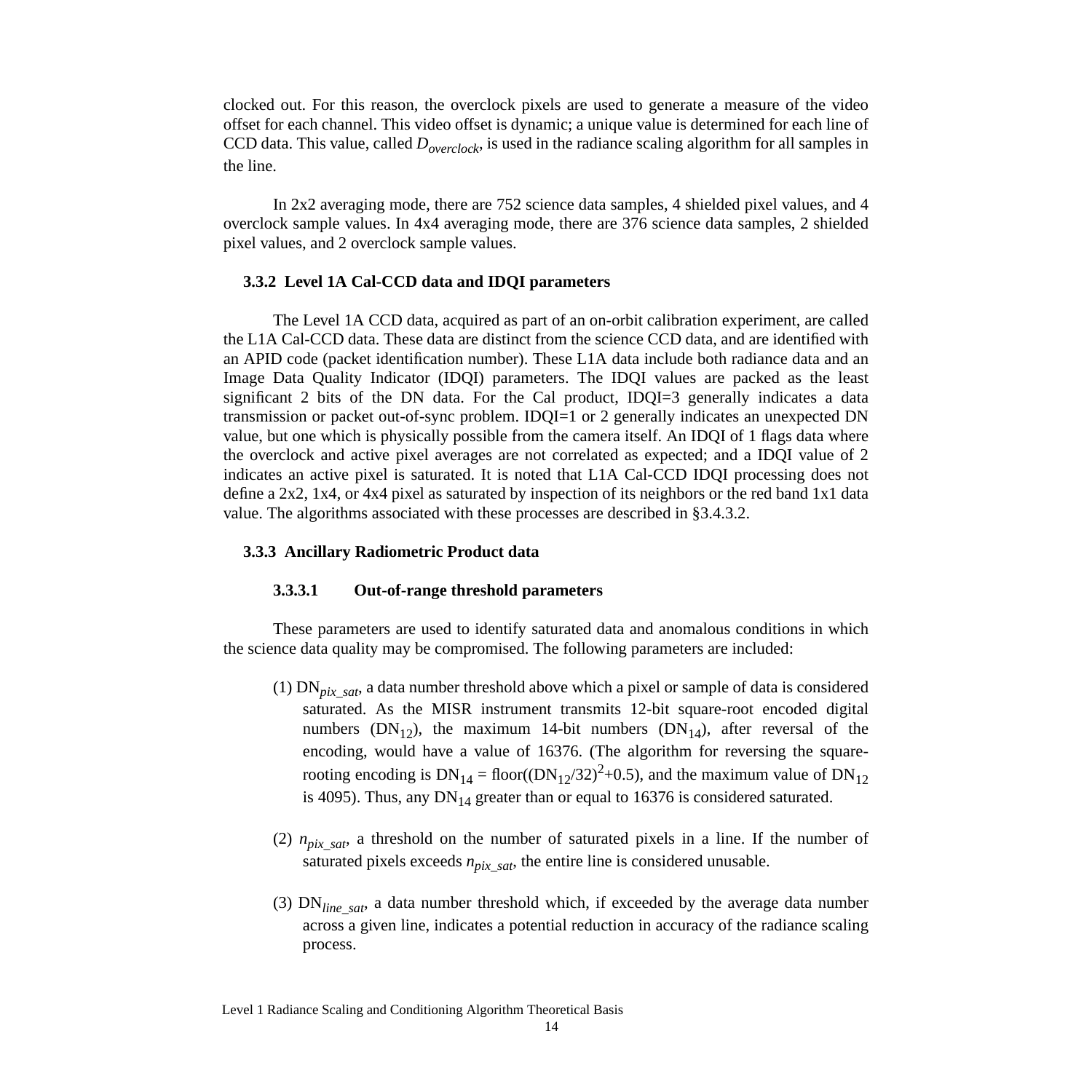clocked out. For this reason, the overclock pixels are used to generate a measure of the video offset for each channel. This video offset is dynamic; a unique value is determined for each line of CCD data. This value, called $D_{overclock}$, is used in the radiance scaling algorithm for all samples in the line.

In 2x2 averaging mode, there are 752 science data samples, 4 shielded pixel values, and 4 overclock sample values. In 4x4 averaging mode, there are 376 science data samples, 2 shielded pixel values, and 2 overclock sample values.

### 3.3.2 Level 1A Cal-CCD data and IDQI parameters

The Level 1A CCD data, acquired as part of an on-orbit calibration experiment, are called the L1A Cal-CCD data. These data are distinct from the science CCD data, and are identified with an APID code (packet identification number). These L1A data include both radiance data and an Image Data Quality Indicator (IDQI) parameters. The IDQI values are packed as the least significant 2 bits of the DN data. For the Cal product, IDQI=3 generally indicates a data transmission or packet out-of-sync problem. IDQI=1 or 2 generally indicates an unexpected DN value, but one which is physically possible from the camera itself. An IDQI of 1 flags data where the overclock and active pixel averages are not correlated as expected; and a IDQI value of 2 indicates an active pixel is saturated. It is noted that L1A Cal-CCD IDQI processing does not define a 2x2, 1x4, or 4x4 pixel as saturated by inspection of its neighbors or the red band 1x1 data value. The algorithms associated with these processes are described in §3.4.3.2.

### 3.3.3 Ancillary Radiometric Product data

#### 3.3.3.1 Out-of-range threshold parameters

These parameters are used to identify saturated data and anomalous conditions in which the science data quality may be compromised. The following parameters are included:

(1) $DN_{pix\_sat}$, a data number threshold above which a pixel or sample of data is considered saturated. As the MISR instrument transmits 12-bit square-root encoded digital numbers ($DN_{12}$), the maximum 14-bit numbers ($DN_{14}$), after reversal of the encoding, would have a value of 16376. (The algorithm for reversing the square-rooting encoding is $DN_{14} = \text{floor}((DN_{12}/32)^2+0.5)$, and the maximum value of $DN_{12}$ is 4095). Thus, any $DN_{14}$ greater than or equal to 16376 is considered saturated.

(2) $n_{pix\_sat}$, a threshold on the number of saturated pixels in a line. If the number of saturated pixels exceeds $n_{pix\_sat}$, the entire line is considered unusable.

(3) $DN_{line\_sat}$, a data number threshold which, if exceeded by the average data number across a given line, indicates a potential reduction in accuracy of the radiance scaling process.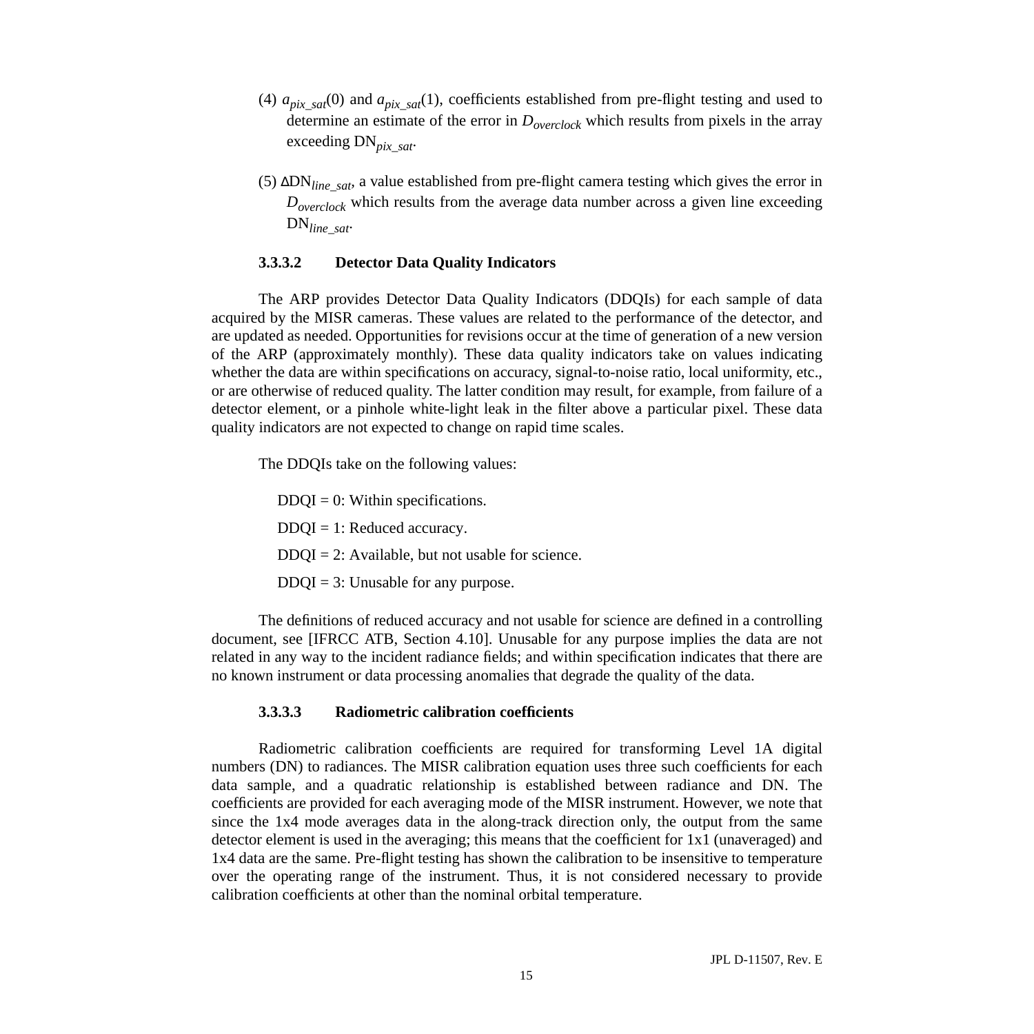(4) $a_{pix\_sat}(0)$ and $a_{pix\_sat}(1)$, coefficients established from pre-flight testing and used to determine an estimate of the error in $D_{overclock}$ which results from pixels in the array exceeding $DN_{pix\_sat}$.

(5) $\Delta DN_{line\_sat}$, a value established from pre-flight camera testing which gives the error in $D_{overclock}$ which results from the average data number across a given line exceeding $DN_{line\_sat}$.

#### 3.3.3.2 Detector Data Quality Indicators

The ARP provides Detector Data Quality Indicators (DDQIs) for each sample of data acquired by the MISR cameras. These values are related to the performance of the detector, and are updated as needed. Opportunities for revisions occur at the time of generation of a new version of the ARP (approximately monthly). These data quality indicators take on values indicating whether the data are within specifications on accuracy, signal-to-noise ratio, local uniformity, etc., or are otherwise of reduced quality. The latter condition may result, for example, from failure of a detector element, or a pinhole white-light leak in the filter above a particular pixel. These data quality indicators are not expected to change on rapid time scales.

The DDQIs take on the following values:

DDQI = 0: Within specifications.

DDQI = 1: Reduced accuracy.

DDQI = 2: Available, but not usable for science.

DDQI = 3: Unusable for any purpose.

The definitions of reduced accuracy and not usable for science are defined in a controlling document, see [IFRCC ATB, Section 4.10]. Unusable for any purpose implies the data are not related in any way to the incident radiance fields; and within specification indicates that there are no known instrument or data processing anomalies that degrade the quality of the data.

#### 3.3.3.3 Radiometric calibration coefficients

Radiometric calibration coefficients are required for transforming Level 1A digital numbers (DN) to radiances. The MISR calibration equation uses three such coefficients for each data sample, and a quadratic relationship is established between radiance and DN. The coefficients are provided for each averaging mode of the MISR instrument. However, we note that since the 1x4 mode averages data in the along-track direction only, the output from the same detector element is used in the averaging; this means that the coefficient for 1x1 (unaveraged) and 1x4 data are the same. Pre-flight testing has shown the calibration to be insensitive to temperature over the operating range of the instrument. Thus, it is not considered necessary to provide calibration coefficients at other than the nominal orbital temperature.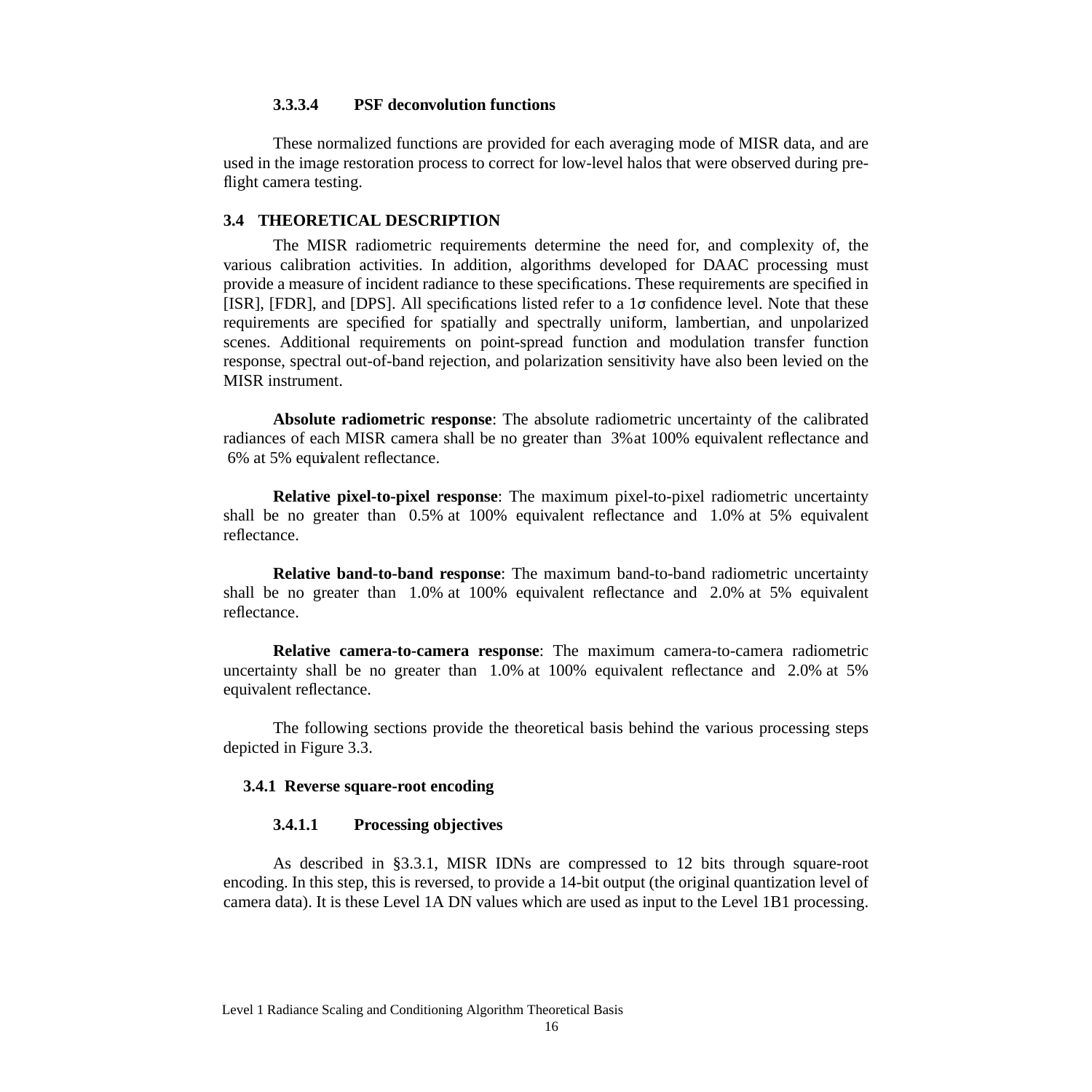#### 3.3.3.4 PSF deconvolution functions

These normalized functions are provided for each averaging mode of MISR data, and are used in the image restoration process to correct for low-level halos that were observed during pre-flight camera testing.

## 3.4 THEORETICAL DESCRIPTION

The MISR radiometric requirements determine the need for, and complexity of, the various calibration activities. In addition, algorithms developed for DAAC processing must provide a measure of incident radiance to these specifications. These requirements are specified in [ISR], [FDR], and [DPS]. All specifications listed refer to a $1\sigma$ confidence level. Note that these requirements are specified for spatially and spectrally uniform, lambertian, and unpolarized scenes. Additional requirements on point-spread function and modulation transfer function response, spectral out-of-band rejection, and polarization sensitivity have also been levied on the MISR instrument.

**Absolute radiometric response**: The absolute radiometric uncertainty of the calibrated radiances of each MISR camera shall be no greater than 3% at 100% equivalent reflectance and 6% at 5% equivalent reflectance.

**Relative pixel-to-pixel response**: The maximum pixel-to-pixel radiometric uncertainty shall be no greater than 0.5% at 100% equivalent reflectance and 1.0% at 5% equivalent reflectance.

**Relative band-to-band response**: The maximum band-to-band radiometric uncertainty shall be no greater than 1.0% at 100% equivalent reflectance and 2.0% at 5% equivalent reflectance.

**Relative camera-to-camera response**: The maximum camera-to-camera radiometric uncertainty shall be no greater than 1.0% at 100% equivalent reflectance and 2.0% at 5% equivalent reflectance.

The following sections provide the theoretical basis behind the various processing steps depicted in Figure 3.3.

### 3.4.1 Reverse square-root encoding

#### 3.4.1.1 Processing objectives

As described in §3.3.1, MISR IDNs are compressed to 12 bits through square-root encoding. In this step, this is reversed, to provide a 14-bit output (the original quantization level of camera data). It is these Level 1A DN values which are used as input to the Level 1B1 processing.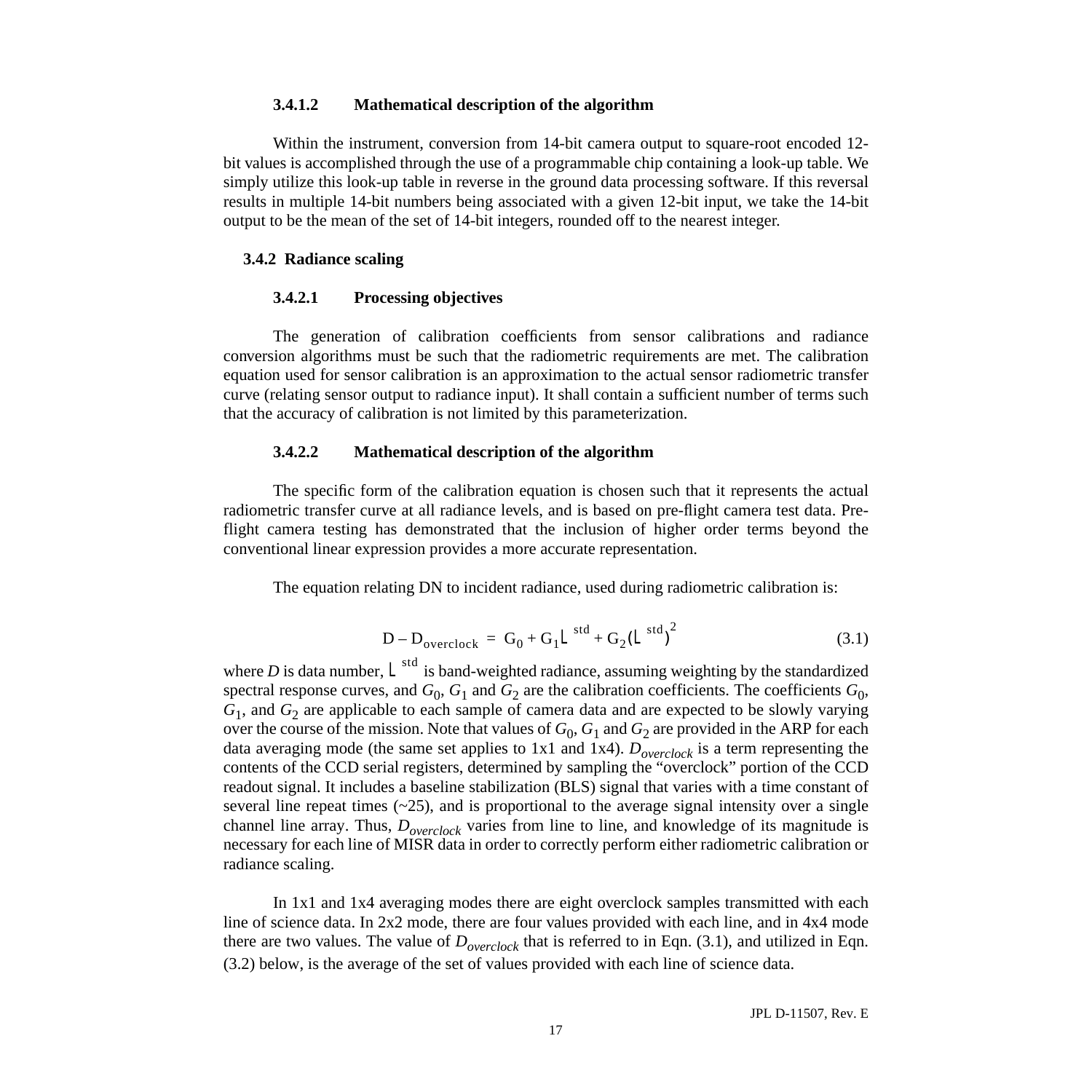#### 3.4.1.2 Mathematical description of the algorithm

Within the instrument, conversion from 14-bit camera output to square-root encoded 12-bit values is accomplished through the use of a programmable chip containing a look-up table. We simply utilize this look-up table in reverse in the ground data processing software. If this reversal results in multiple 14-bit numbers being associated with a given 12-bit input, we take the 14-bit output to be the mean of the set of 14-bit integers, rounded off to the nearest integer.

### 3.4.2 Radiance scaling

#### 3.4.2.1 Processing objectives

The generation of calibration coefficients from sensor calibrations and radiance conversion algorithms must be such that the radiometric requirements are met. The calibration equation used for sensor calibration is an approximation to the actual sensor radiometric transfer curve (relating sensor output to radiance input). It shall contain a sufficient number of terms such that the accuracy of calibration is not limited by this parameterization.

#### 3.4.2.2 Mathematical description of the algorithm

The specific form of the calibration equation is chosen such that it represents the actual radiometric transfer curve at all radiance levels, and is based on pre-flight camera test data. Pre-flight camera testing has demonstrated that the inclusion of higher order terms beyond the conventional linear expression provides a more accurate representation.

The equation relating DN to incident radiance, used during radiometric calibration is:

$$D - D_{overclock} = G_0 + G_1 L^{std} + G_2 (L^{std})^2 \tag{3.1}$$

where $D$ is data number, $L^{std}$ is band-weighted radiance, assuming weighting by the standardized spectral response curves, and $G_0$, $G_1$ and $G_2$ are the calibration coefficients. The coefficients $G_0$, $G_1$, and $G_2$ are applicable to each sample of camera data and are expected to be slowly varying over the course of the mission. Note that values of $G_0$, $G_1$ and $G_2$ are provided in the ARP for each data averaging mode (the same set applies to 1x1 and 1x4). $D_{overclock}$ is a term representing the contents of the CCD serial registers, determined by sampling the "overclock" portion of the CCD readout signal. It includes a baseline stabilization (BLS) signal that varies with a time constant of several line repeat times (~25), and is proportional to the average signal intensity over a single channel line array. Thus, $D_{overclock}$ varies from line to line, and knowledge of its magnitude is necessary for each line of MISR data in order to correctly perform either radiometric calibration or radiance scaling.

In 1x1 and 1x4 averaging modes there are eight overclock samples transmitted with each line of science data. In 2x2 mode, there are four values provided with each line, and in 4x4 mode there are two values. The value of $D_{overclock}$ that is referred to in Eqn. (3.1), and utilized in Eqn. (3.2) below, is the average of the set of values provided with each line of science data.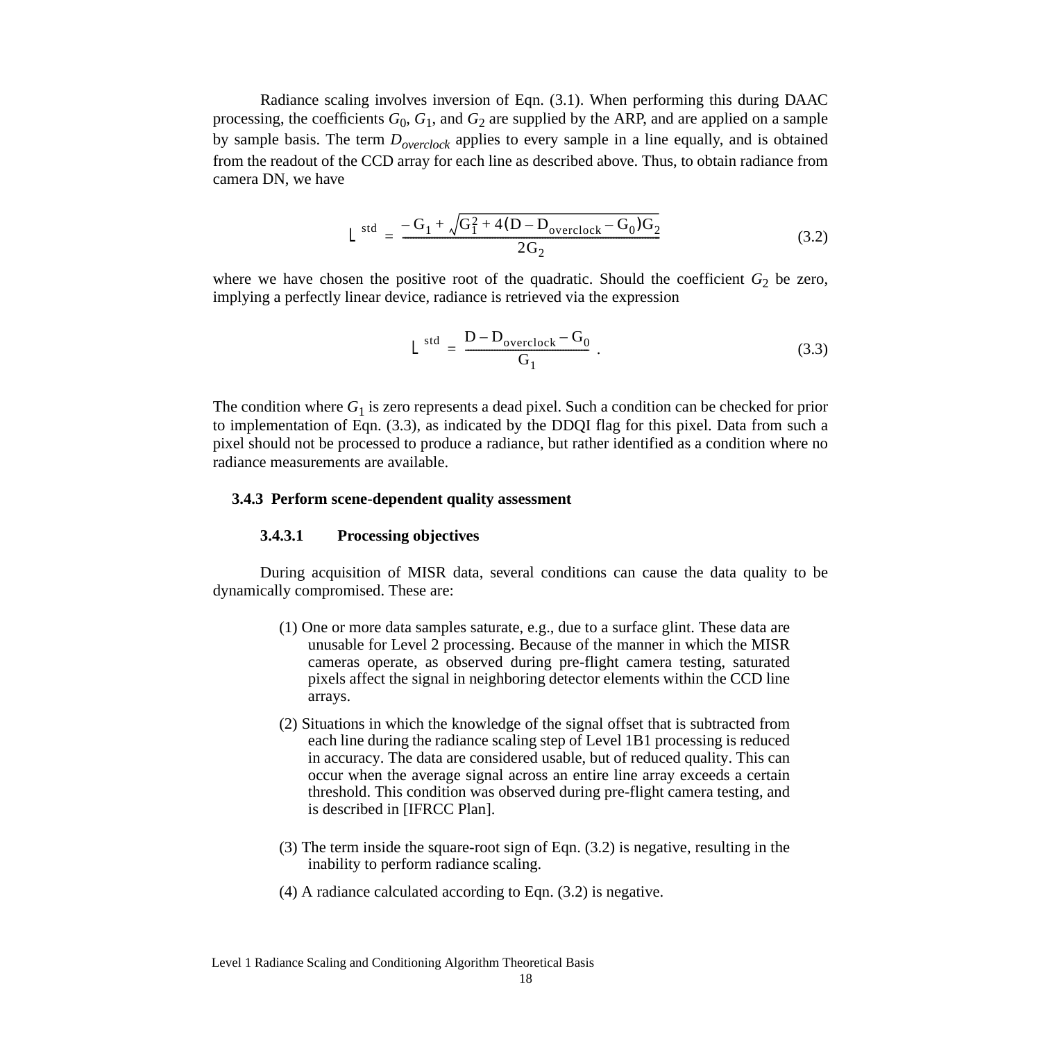Radiance scaling involves inversion of Eqn. (3.1). When performing this during DAAC processing, the coefficients $G_0$, $G_1$, and $G_2$ are supplied by the ARP, and are applied on a sample by sample basis. The term $D_{overclock}$ applies to every sample in a line equally, and is obtained from the readout of the CCD array for each line as described above. Thus, to obtain radiance from camera DN, we have

$$L^{std} = \frac{-G_1 + \sqrt{G_1^2 + 4(D - D_{overclock} - G_0)G_2}}{2G_2} \tag{3.2}$$

where we have chosen the positive root of the quadratic. Should the coefficient $G_2$ be zero, implying a perfectly linear device, radiance is retrieved via the expression

$$L^{std} = \frac{D - D_{overclock} - G_0}{G_1} \; . \tag{3.3}$$

The condition where $G_1$ is zero represents a dead pixel. Such a condition can be checked for prior to implementation of Eqn. (3.3), as indicated by the DDQI flag for this pixel. Data from such a pixel should not be processed to produce a radiance, but rather identified as a condition where no radiance measurements are available.

### 3.4.3 Perform scene-dependent quality assessment

#### 3.4.3.1 Processing objectives

During acquisition of MISR data, several conditions can cause the data quality to be dynamically compromised. These are:

(1) One or more data samples saturate, e.g., due to a surface glint. These data are unusable for Level 2 processing. Because of the manner in which the MISR cameras operate, as observed during pre-flight camera testing, saturated pixels affect the signal in neighboring detector elements within the CCD line arrays.

(2) Situations in which the knowledge of the signal offset that is subtracted from each line during the radiance scaling step of Level 1B1 processing is reduced in accuracy. The data are considered usable, but of reduced quality. This can occur when the average signal across an entire line array exceeds a certain threshold. This condition was observed during pre-flight camera testing, and is described in [IFRCC Plan].

(3) The term inside the square-root sign of Eqn. (3.2) is negative, resulting in the inability to perform radiance scaling.

(4) A radiance calculated according to Eqn. (3.2) is negative.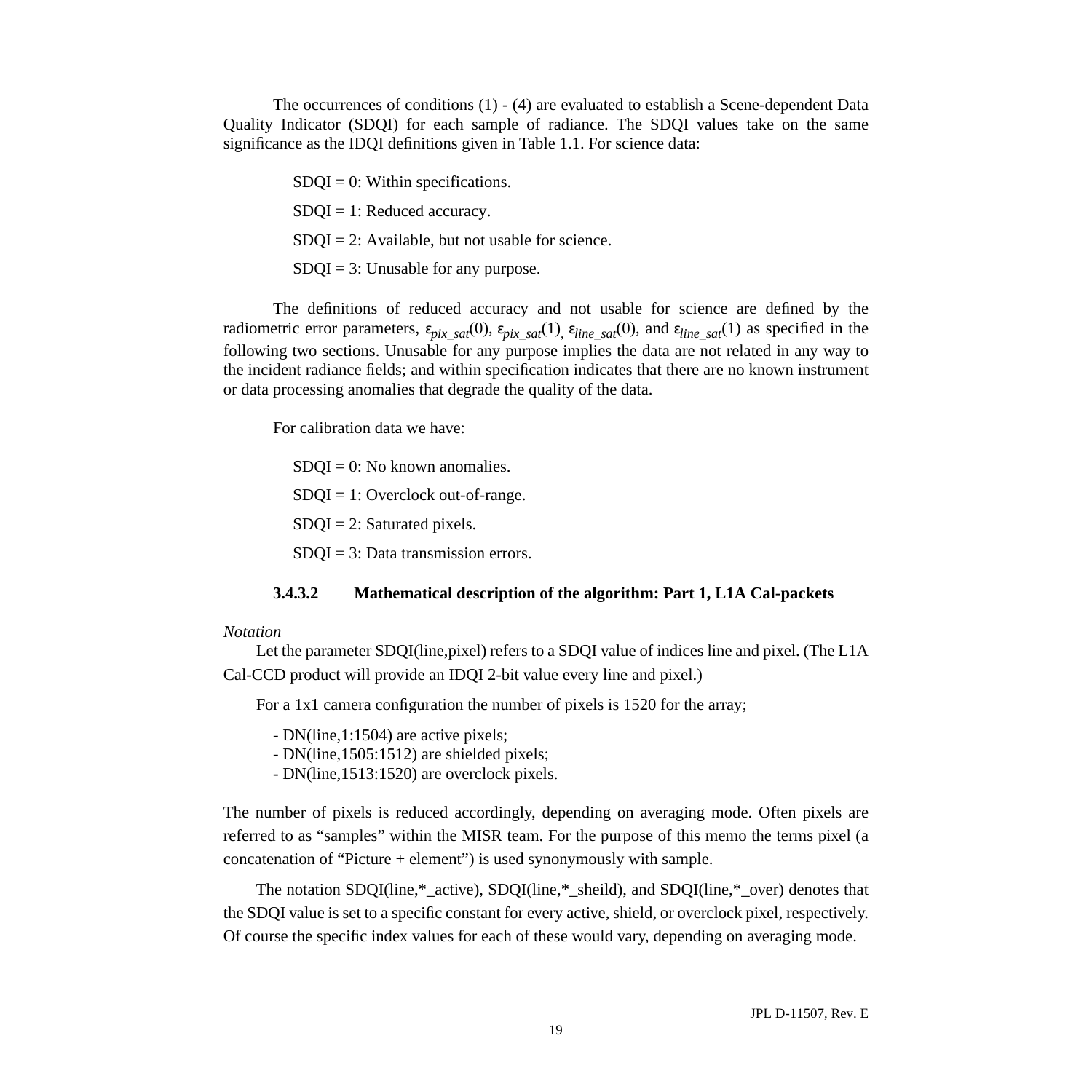The occurrences of conditions (1) - (4) are evaluated to establish a Scene-dependent Data Quality Indicator (SDQI) for each sample of radiance. The SDQI values take on the same significance as the IDQI definitions given in Table 1.1. For science data:

SDQI = 0: Within specifications.

SDQI = 1: Reduced accuracy.

SDQI = 2: Available, but not usable for science.

SDQI = 3: Unusable for any purpose.

The definitions of reduced accuracy and not usable for science are defined by the radiometric error parameters, $\varepsilon_{pix\_sat}(0)$, $\varepsilon_{pix\_sat}(1)$, $\varepsilon_{line\_sat}(0)$, and $\varepsilon_{line\_sat}(1)$ as specified in the following two sections. Unusable for any purpose implies the data are not related in any way to the incident radiance fields; and within specification indicates that there are no known instrument or data processing anomalies that degrade the quality of the data.

For calibration data we have:

SDQI = 0: No known anomalies.

SDQI = 1: Overclock out-of-range.

SDQI = 2: Saturated pixels.

SDQI = 3: Data transmission errors.

#### 3.4.3.2 Mathematical description of the algorithm: Part 1, L1A Cal-packets

*Notation*

Let the parameter SDQI(line,pixel) refers to a SDQI value of indices line and pixel. (The L1A Cal-CCD product will provide an IDQI 2-bit value every line and pixel.)

For a 1x1 camera configuration the number of pixels is 1520 for the array;

- DN(line,1:1504) are active pixels;
- DN(line,1505:1512) are shielded pixels;
- DN(line,1513:1520) are overclock pixels.

The number of pixels is reduced accordingly, depending on averaging mode. Often pixels are referred to as "samples" within the MISR team. For the purpose of this memo the terms pixel (a concatenation of "Picture + element") is used synonymously with sample.

The notation SDQI(line,*_active), SDQI(line,*_sheild), and SDQI(line,*_over) denotes that the SDQI value is set to a specific constant for every active, shield, or overclock pixel, respectively. Of course the specific index values for each of these would vary, depending on averaging mode.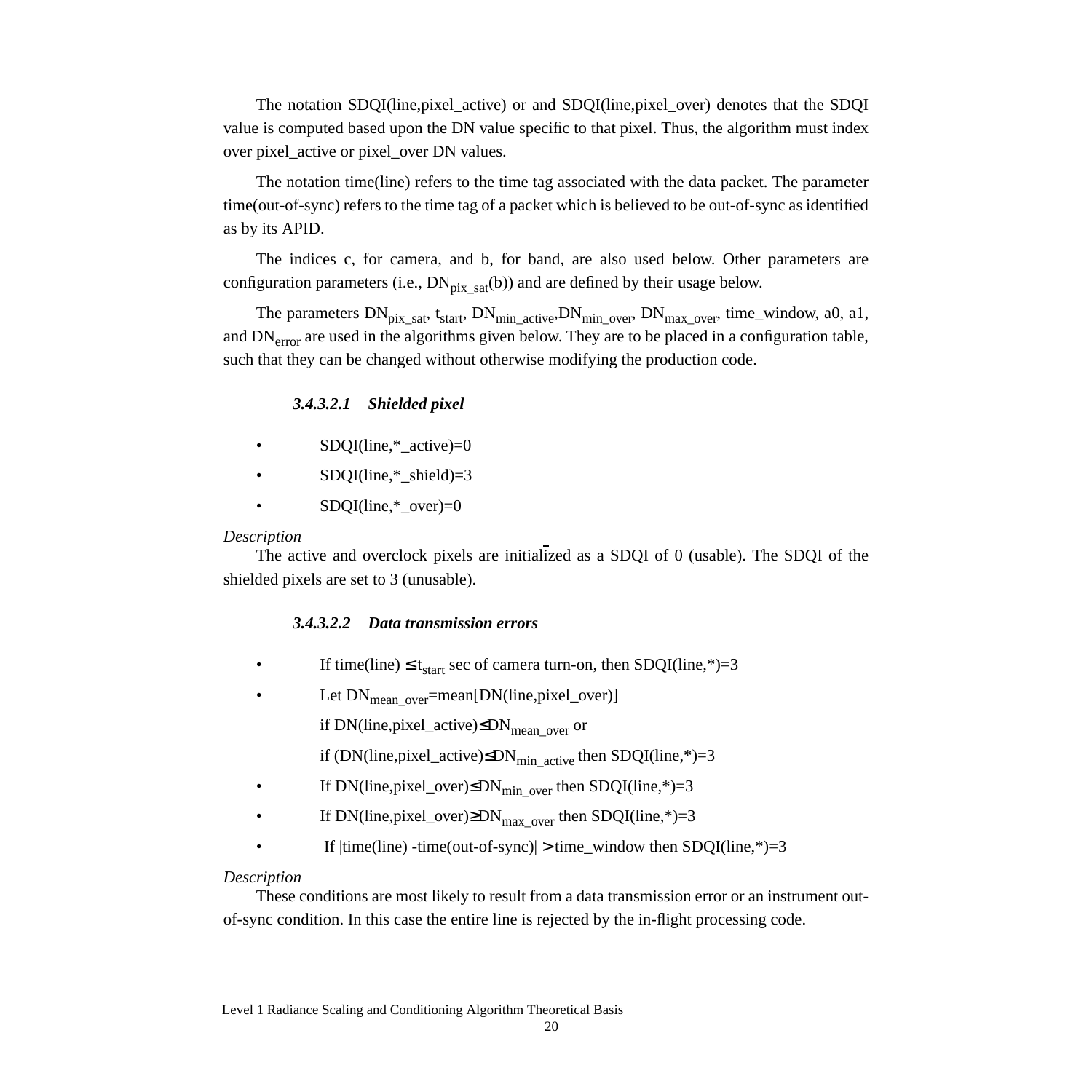The notation SDQI(line,pixel_active) or and SDQI(line,pixel_over) denotes that the SDQI value is computed based upon the DN value specific to that pixel. Thus, the algorithm must index over pixel_active or pixel_over DN values.

The notation time(line) refers to the time tag associated with the data packet. The parameter time(out-of-sync) refers to the time tag of a packet which is believed to be out-of-sync as identified as by its APID.

The indices c, for camera, and b, for band, are also used below. Other parameters are configuration parameters (i.e., $DN_{pix\_sat}$(b)) and are defined by their usage below.

The parameters $DN_{pix\_sat}$, $t_{start}$, $DN_{min\_active}$,$DN_{min\_over}$, $DN_{max\_over}$, time_window, a0, a1, and $DN_{error}$ are used in the algorithms given below. They are to be placed in a configuration table, such that they can be changed without otherwise modifying the production code.

##### 3.4.3.2.1 Shielded pixel

- SDQI(line,*_active)=0
- SDQI(line,*_shield)=3
- SDQI(line,*_over)=0

*Description*

The active and overclock pixels are initialized as a SDQI of 0 (usable). The SDQI of the shielded pixels are set to 3 (unusable).

##### 3.4.3.2.2 Data transmission errors

- If time(line) $\leq t_{start}$ sec of camera turn-on, then SDQI(line,*)=3
- Let $DN_{mean\_over}$=mean[DN(line,pixel_over)]

  if DN(line,pixel_active)$\leq DN_{mean\_over}$ or

  if (DN(line,pixel_active)$\leq DN_{min\_active}$ then SDQI(line,*)=3
- If DN(line,pixel_over)$\leq DN_{min\_over}$ then SDQI(line,*)=3
- If DN(line,pixel_over)$\geq DN_{max\_over}$ then SDQI(line,*)=3
- If |time(line) -time(out-of-sync)| > time_window then SDQI(line,*)=3

*Description*

These conditions are most likely to result from a data transmission error or an instrument out-of-sync condition. In this case the entire line is rejected by the in-flight processing code.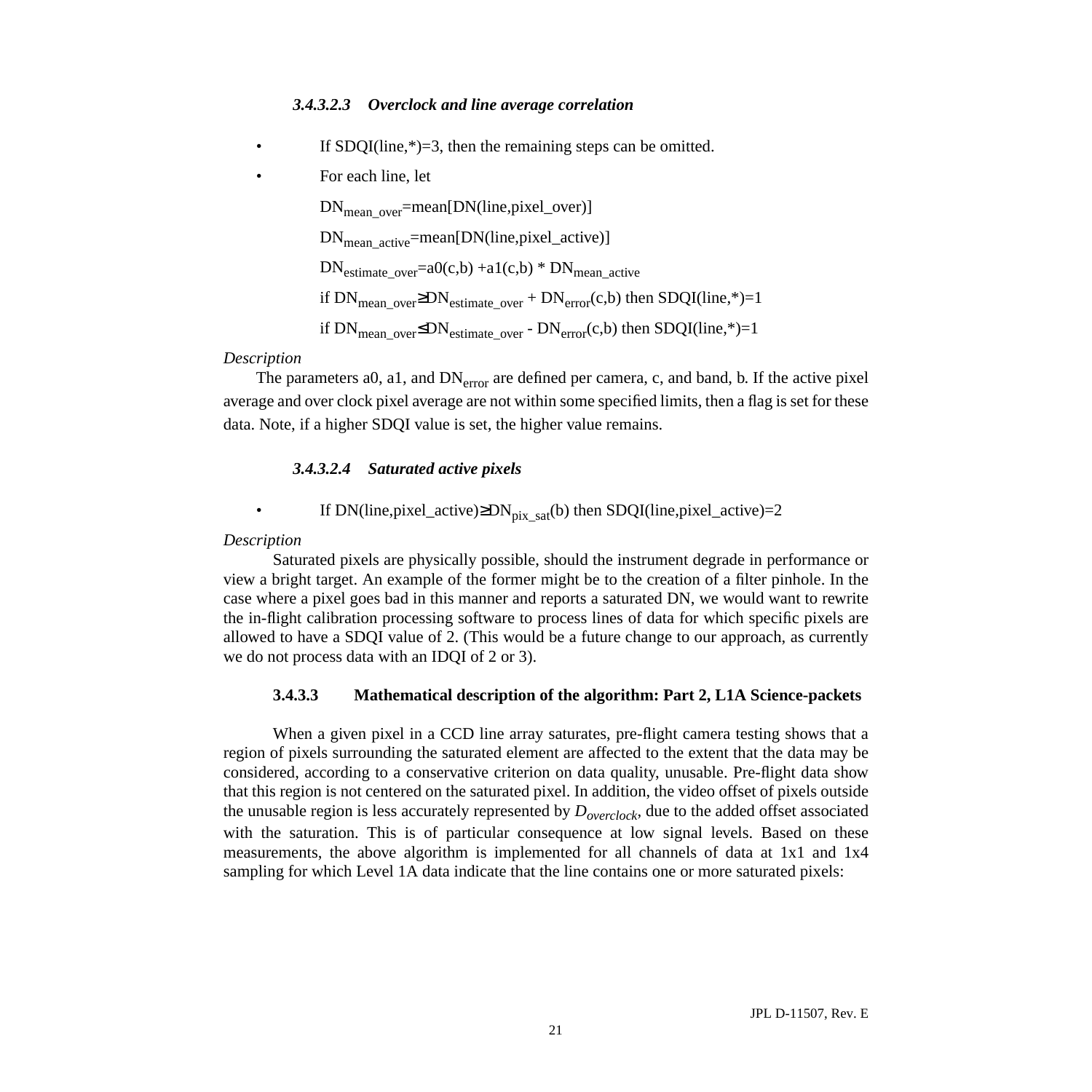#### 3.4.3.2.3 Overclock and line average correlation

- If SDQI(line,*)=3, then the remaining steps can be omitted.
- For each line, let

  $DN_{mean\_over}$=mean[DN(line,pixel_over)]

  $DN_{mean\_active}$=mean[DN(line,pixel_active)]

  $DN_{estimate\_over}$=a0(c,b) +a1(c,b) * $DN_{mean\_active}$

  if $DN_{mean\_over} \geq DN_{estimate\_over} + DN_{error}(c,b)$ then SDQI(line,*)=1

  if $DN_{mean\_over} \leq DN_{estimate\_over} - DN_{error}(c,b)$ then SDQI(line,*)=1

*Description*

The parameters a0, a1, and $DN_{error}$ are defined per camera, c, and band, b. If the active pixel average and over clock pixel average are not within some specified limits, then a flag is set for these data. Note, if a higher SDQI value is set, the higher value remains.

#### 3.4.3.2.4 Saturated active pixels

- If DN(line,pixel_active)$\geq DN_{pix\_sat}(b)$ then SDQI(line,pixel_active)=2

*Description*

Saturated pixels are physically possible, should the instrument degrade in performance or view a bright target. An example of the former might be to the creation of a filter pinhole. In the case where a pixel goes bad in this manner and reports a saturated DN, we would want to rewrite the in-flight calibration processing software to process lines of data for which specific pixels are allowed to have a SDQI value of 2. (This would be a future change to our approach, as currently we do not process data with an IDQI of 2 or 3).

### 3.4.3.3 Mathematical description of the algorithm: Part 2, L1A Science-packets

When a given pixel in a CCD line array saturates, pre-flight camera testing shows that a region of pixels surrounding the saturated element are affected to the extent that the data may be considered, according to a conservative criterion on data quality, unusable. Pre-flight data show that this region is not centered on the saturated pixel. In addition, the video offset of pixels outside the unusable region is less accurately represented by $D_{overclock}$, due to the added offset associated with the saturation. This is of particular consequence at low signal levels. Based on these measurements, the above algorithm is implemented for all channels of data at 1x1 and 1x4 sampling for which Level 1A data indicate that the line contains one or more saturated pixels: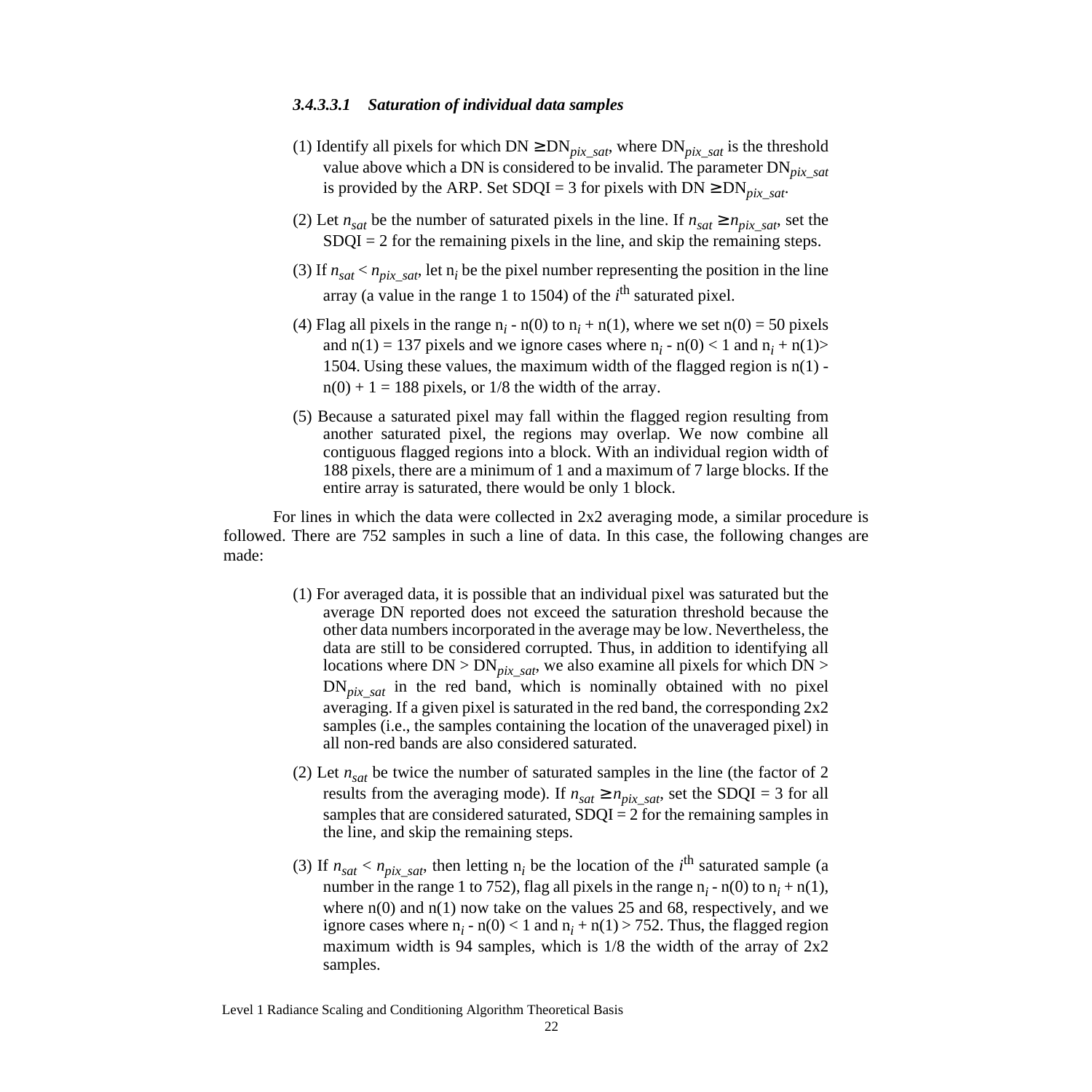#### 3.4.3.3.1 Saturation of individual data samples

(1) Identify all pixels for which DN $\geq$ $DN_{pix\_sat}$, where $DN_{pix\_sat}$ is the threshold value above which a DN is considered to be invalid. The parameter $DN_{pix\_sat}$ is provided by the ARP. Set SDQI = 3 for pixels with DN $\geq$ $DN_{pix\_sat}$.

(2) Let $n_{sat}$ be the number of saturated pixels in the line. If $n_{sat} \geq n_{pix\_sat}$, set the SDQI = 2 for the remaining pixels in the line, and skip the remaining steps.

(3) If $n_{sat} < n_{pix\_sat}$, let $n_i$ be the pixel number representing the position in the line array (a value in the range 1 to 1504) of the $i^{th}$ saturated pixel.

(4) Flag all pixels in the range $n_i$ - n(0) to $n_i$ + n(1), where we set n(0) = 50 pixels and n(1) = 137 pixels and we ignore cases where $n_i$ - n(0) < 1 and $n_i$ + n(1)> 1504. Using these values, the maximum width of the flagged region is n(1) - n(0) + 1 = 188 pixels, or 1/8 the width of the array.

(5) Because a saturated pixel may fall within the flagged region resulting from another saturated pixel, the regions may overlap. We now combine all contiguous flagged regions into a block. With an individual region width of 188 pixels, there are a minimum of 1 and a maximum of 7 large blocks. If the entire array is saturated, there would be only 1 block.

For lines in which the data were collected in 2x2 averaging mode, a similar procedure is followed. There are 752 samples in such a line of data. In this case, the following changes are made:

(1) For averaged data, it is possible that an individual pixel was saturated but the average DN reported does not exceed the saturation threshold because the other data numbers incorporated in the average may be low. Nevertheless, the data are still to be considered corrupted. Thus, in addition to identifying all locations where DN > $DN_{pix\_sat}$, we also examine all pixels for which DN > $DN_{pix\_sat}$ in the red band, which is nominally obtained with no pixel averaging. If a given pixel is saturated in the red band, the corresponding 2x2 samples (i.e., the samples containing the location of the unaveraged pixel) in all non-red bands are also considered saturated.

(2) Let $n_{sat}$ be twice the number of saturated samples in the line (the factor of 2 results from the averaging mode). If $n_{sat} \geq n_{pix\_sat}$, set the SDQI = 3 for all samples that are considered saturated, SDQI = 2 for the remaining samples in the line, and skip the remaining steps.

(3) If $n_{sat} < n_{pix\_sat}$, then letting $n_i$ be the location of the $i^{th}$ saturated sample (a number in the range 1 to 752), flag all pixels in the range $n_i$ - n(0) to $n_i$ + n(1), where n(0) and n(1) now take on the values 25 and 68, respectively, and we ignore cases where $n_i$ - n(0) < 1 and $n_i$ + n(1) > 752. Thus, the flagged region maximum width is 94 samples, which is 1/8 the width of the array of 2x2 samples.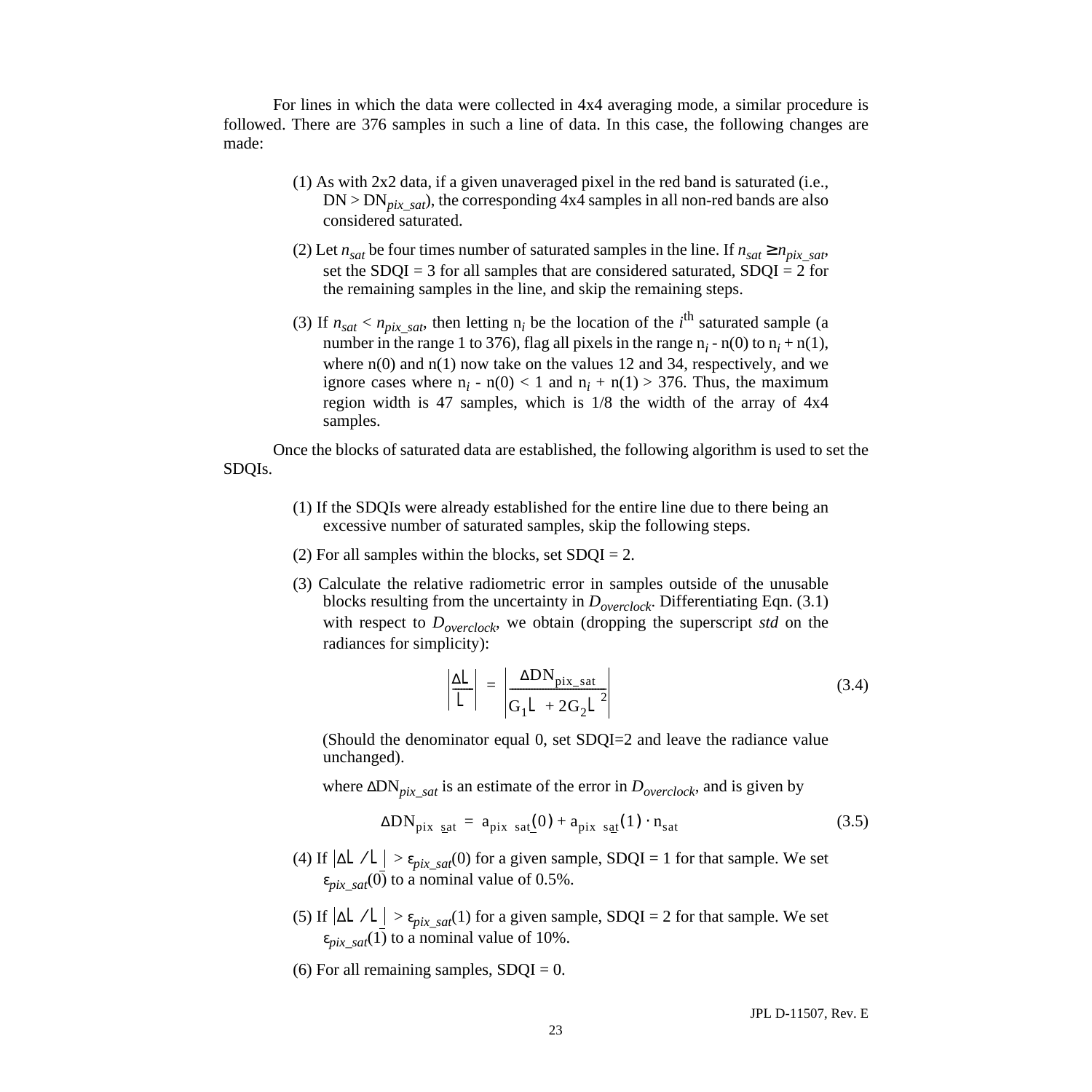For lines in which the data were collected in 4x4 averaging mode, a similar procedure is followed. There are 376 samples in such a line of data. In this case, the following changes are made:

(1) As with 2x2 data, if a given unaveraged pixel in the red band is saturated (i.e., $DN > DN_{pix\_sat}$), the corresponding 4x4 samples in all non-red bands are also considered saturated.

(2) Let $n_{sat}$ be four times number of saturated samples in the line. If $n_{sat} \geq n_{pix\_sat}$, set the SDQI = 3 for all samples that are considered saturated, SDQI = 2 for the remaining samples in the line, and skip the remaining steps.

(3) If $n_{sat} < n_{pix\_sat}$, then letting $n_i$ be the location of the $i^{th}$ saturated sample (a number in the range 1 to 376), flag all pixels in the range $n_i$ - n(0) to $n_i$ + n(1), where n(0) and n(1) now take on the values 12 and 34, respectively, and we ignore cases where $n_i$ - n(0) < 1 and $n_i$ + n(1) > 376. Thus, the maximum region width is 47 samples, which is 1/8 the width of the array of 4x4 samples.

Once the blocks of saturated data are established, the following algorithm is used to set the SDQIs.

(1) If the SDQIs were already established for the entire line due to there being an excessive number of saturated samples, skip the following steps.

(2) For all samples within the blocks, set SDQI = 2.

(3) Calculate the relative radiometric error in samples outside of the unusable blocks resulting from the uncertainty in $D_{overclock}$. Differentiating Eqn. (3.1) with respect to $D_{overclock}$, we obtain (dropping the superscript *std* on the radiances for simplicity):

$$\left|\frac{\Delta L}{L}\right| = \left|\frac{\Delta DN_{pix\_sat}}{G_1 L + 2G_2 L^2}\right| \tag{3.4}$$

(Should the denominator equal 0, set SDQI=2 and leave the radiance value unchanged).

where $\Delta DN_{pix\_sat}$ is an estimate of the error in $D_{overclock}$, and is given by

$$\Delta DN_{pix\_sat} = a_{pix\_sat}(0) + a_{pix\_sat}(1) \cdot n_{sat} \tag{3.5}$$

(4) If $|\Delta L / L| > \varepsilon_{pix\_sat}(0)$ for a given sample, SDQI = 1 for that sample. We set $\varepsilon_{pix\_sat}(0)$ to a nominal value of 0.5%.

(5) If $|\Delta L / L| > \varepsilon_{pix\_sat}(1)$ for a given sample, SDQI = 2 for that sample. We set $\varepsilon_{pix\_sat}(1)$ to a nominal value of 10%.

(6) For all remaining samples, SDQI = 0.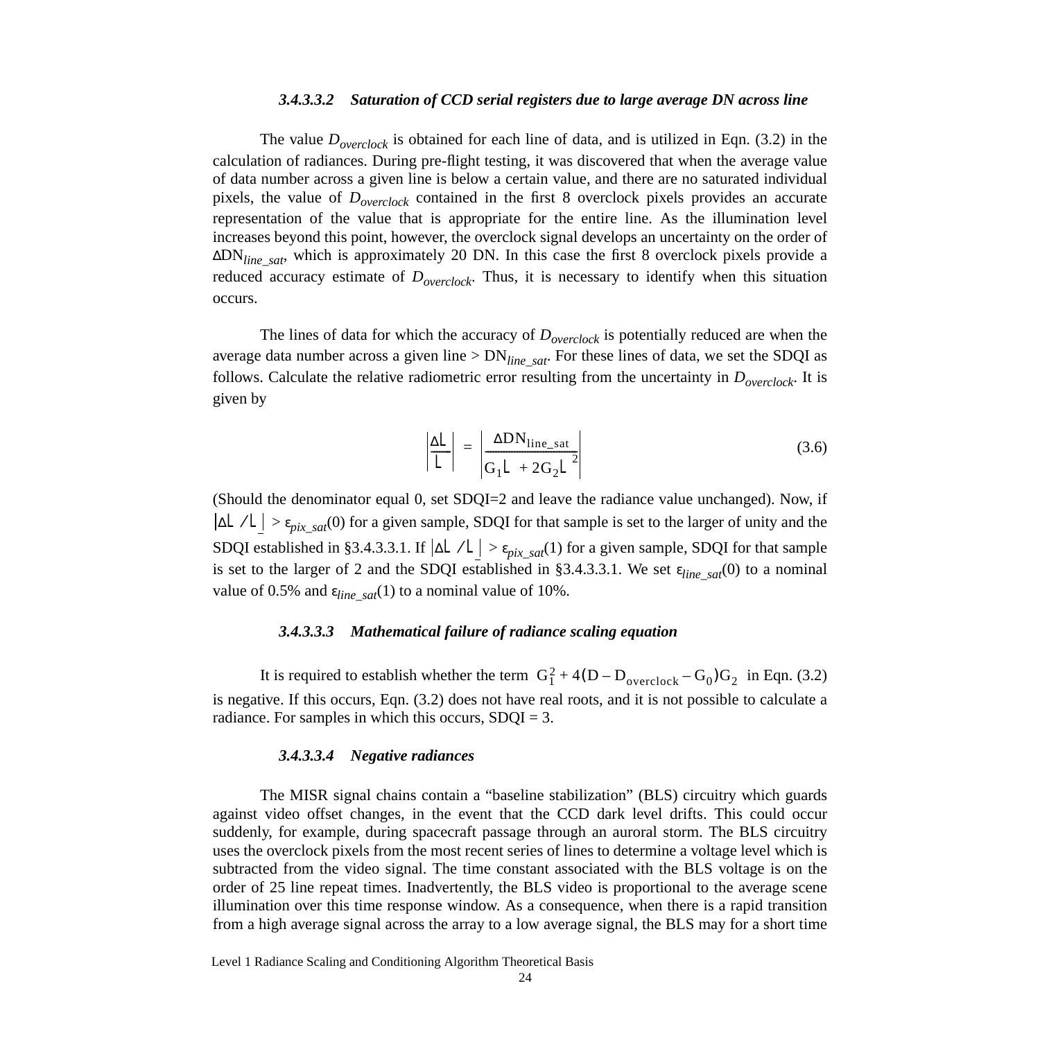#### 3.4.3.3.2 Saturation of CCD serial registers due to large average DN across line

The value $D_{overclock}$ is obtained for each line of data, and is utilized in Eqn. (3.2) in the calculation of radiances. During pre-flight testing, it was discovered that when the average value of data number across a given line is below a certain value, and there are no saturated individual pixels, the value of $D_{overclock}$ contained in the first 8 overclock pixels provides an accurate representation of the value that is appropriate for the entire line. As the illumination level increases beyond this point, however, the overclock signal develops an uncertainty on the order of $\Delta DN_{line\_sat}$, which is approximately 20 DN. In this case the first 8 overclock pixels provide a reduced accuracy estimate of $D_{overclock}$. Thus, it is necessary to identify when this situation occurs.

The lines of data for which the accuracy of $D_{overclock}$ is potentially reduced are when the average data number across a given line > $DN_{line\_sat}$. For these lines of data, we set the SDQI as follows. Calculate the relative radiometric error resulting from the uncertainty in $D_{overclock}$. It is given by

$$\left|\frac{\Delta L}{L}\right| = \left|\frac{\Delta DN_{line\_sat}}{G_1 L + 2G_2 L^2}\right| \tag{3.6}$$

(Should the denominator equal 0, set SDQI=2 and leave the radiance value unchanged). Now, if $|\Delta L / L| > \varepsilon_{pix\_sat}(0)$ for a given sample, SDQI for that sample is set to the larger of unity and the SDQI established in §3.4.3.3.1. If $|\Delta L / L| > \varepsilon_{pix\_sat}(1)$ for a given sample, SDQI for that sample is set to the larger of 2 and the SDQI established in §3.4.3.3.1. We set $\varepsilon_{line\_sat}(0)$ to a nominal value of 0.5% and $\varepsilon_{line\_sat}(1)$ to a nominal value of 10%.

#### 3.4.3.3.3 Mathematical failure of radiance scaling equation

It is required to establish whether the term $G_1^2 + 4(D - D_{overclock} - G_0)G_2$ in Eqn. (3.2) is negative. If this occurs, Eqn. (3.2) does not have real roots, and it is not possible to calculate a radiance. For samples in which this occurs, SDQI = 3.

#### 3.4.3.3.4 Negative radiances

The MISR signal chains contain a "baseline stabilization" (BLS) circuitry which guards against video offset changes, in the event that the CCD dark level drifts. This could occur suddenly, for example, during spacecraft passage through an auroral storm. The BLS circuitry uses the overclock pixels from the most recent series of lines to determine a voltage level which is subtracted from the video signal. The time constant associated with the BLS voltage is on the order of 25 line repeat times. Inadvertently, the BLS video is proportional to the average scene illumination over this time response window. As a consequence, when there is a rapid transition from a high average signal across the array to a low average signal, the BLS may for a short time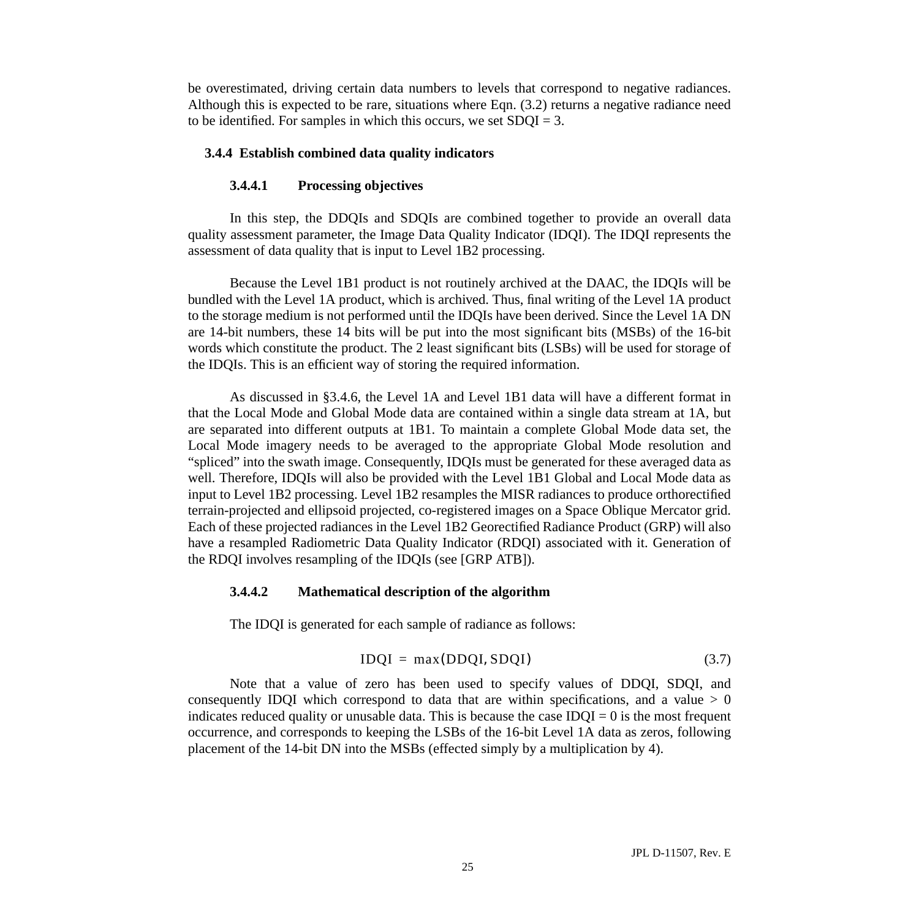be overestimated, driving certain data numbers to levels that correspond to negative radiances. Although this is expected to be rare, situations where Eqn. (3.2) returns a negative radiance need to be identified. For samples in which this occurs, we set SDQI = 3.

### 3.4.4 Establish combined data quality indicators

#### 3.4.4.1 Processing objectives

In this step, the DDQIs and SDQIs are combined together to provide an overall data quality assessment parameter, the Image Data Quality Indicator (IDQI). The IDQI represents the assessment of data quality that is input to Level 1B2 processing.

Because the Level 1B1 product is not routinely archived at the DAAC, the IDQIs will be bundled with the Level 1A product, which is archived. Thus, final writing of the Level 1A product to the storage medium is not performed until the IDQIs have been derived. Since the Level 1A DN are 14-bit numbers, these 14 bits will be put into the most significant bits (MSBs) of the 16-bit words which constitute the product. The 2 least significant bits (LSBs) will be used for storage of the IDQIs. This is an efficient way of storing the required information.

As discussed in §3.4.6, the Level 1A and Level 1B1 data will have a different format in that the Local Mode and Global Mode data are contained within a single data stream at 1A, but are separated into different outputs at 1B1. To maintain a complete Global Mode data set, the Local Mode imagery needs to be averaged to the appropriate Global Mode resolution and “spliced” into the swath image. Consequently, IDQIs must be generated for these averaged data as well. Therefore, IDQIs will also be provided with the Level 1B1 Global and Local Mode data as input to Level 1B2 processing. Level 1B2 resamples the MISR radiances to produce orthorectified terrain-projected and ellipsoid projected, co-registered images on a Space Oblique Mercator grid. Each of these projected radiances in the Level 1B2 Georectified Radiance Product (GRP) will also have a resampled Radiometric Data Quality Indicator (RDQI) associated with it. Generation of the RDQI involves resampling of the IDQIs (see [GRP ATB]).

#### 3.4.4.2 Mathematical description of the algorithm

The IDQI is generated for each sample of radiance as follows:

$$\mathrm{IDQI} = \max(\mathrm{DDQI}, \mathrm{SDQI}) \tag{3.7}$$

Note that a value of zero has been used to specify values of DDQI, SDQI, and consequently IDQI which correspond to data that are within specifications, and a value > 0 indicates reduced quality or unusable data. This is because the case IDQI = 0 is the most frequent occurrence, and corresponds to keeping the LSBs of the 16-bit Level 1A data as zeros, following placement of the 14-bit DN into the MSBs (effected simply by a multiplication by 4).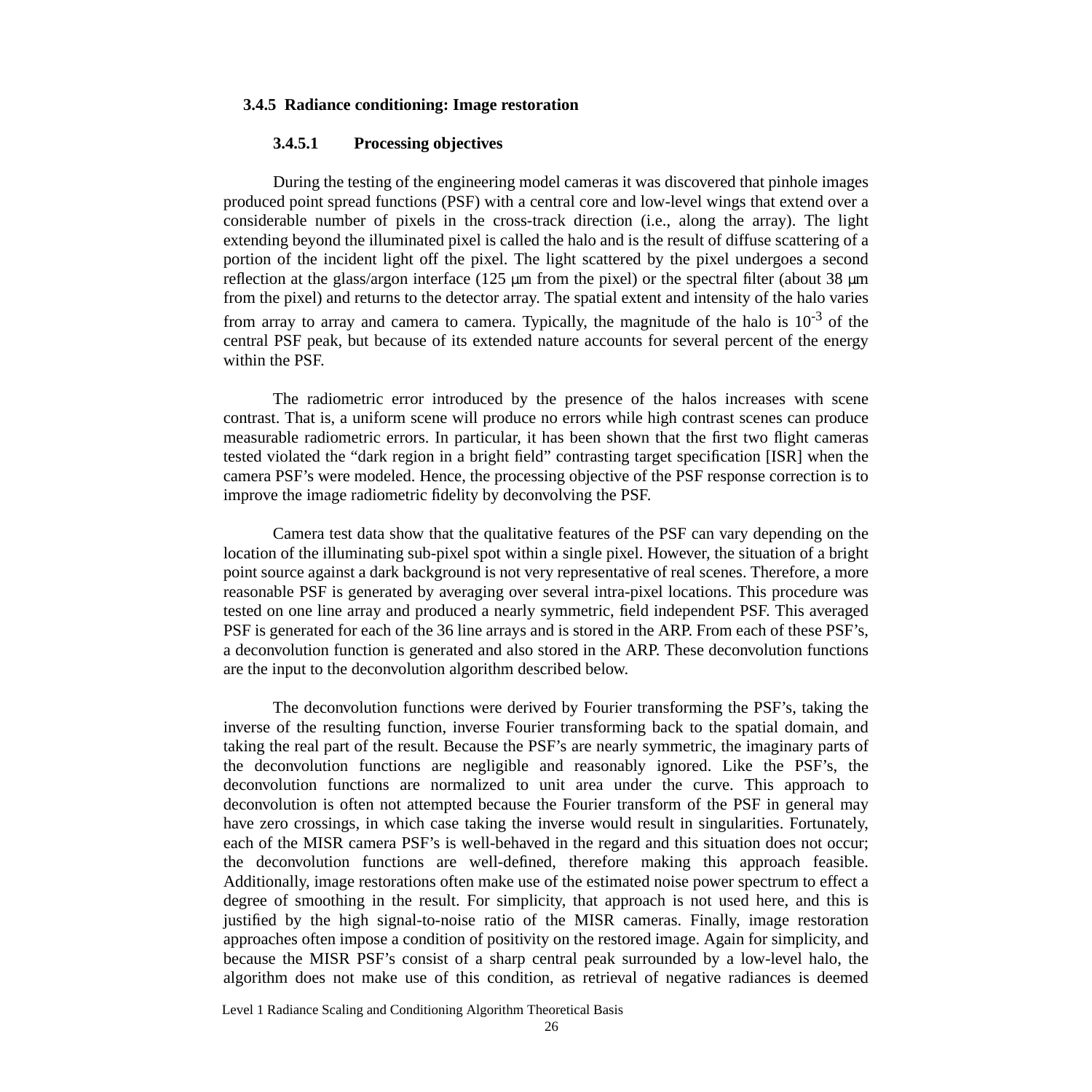### 3.4.5 Radiance conditioning: Image restoration

#### 3.4.5.1 Processing objectives

During the testing of the engineering model cameras it was discovered that pinhole images produced point spread functions (PSF) with a central core and low-level wings that extend over a considerable number of pixels in the cross-track direction (i.e., along the array). The light extending beyond the illuminated pixel is called the halo and is the result of diffuse scattering of a portion of the incident light off the pixel. The light scattered by the pixel undergoes a second reflection at the glass/argon interface (125 μm from the pixel) or the spectral filter (about 38 μm from the pixel) and returns to the detector array. The spatial extent and intensity of the halo varies from array to array and camera to camera. Typically, the magnitude of the halo is $10^{-3}$ of the central PSF peak, but because of its extended nature accounts for several percent of the energy within the PSF.

The radiometric error introduced by the presence of the halos increases with scene contrast. That is, a uniform scene will produce no errors while high contrast scenes can produce measurable radiometric errors. In particular, it has been shown that the first two flight cameras tested violated the "dark region in a bright field" contrasting target specification [ISR] when the camera PSF's were modeled. Hence, the processing objective of the PSF response correction is to improve the image radiometric fidelity by deconvolving the PSF.

Camera test data show that the qualitative features of the PSF can vary depending on the location of the illuminating sub-pixel spot within a single pixel. However, the situation of a bright point source against a dark background is not very representative of real scenes. Therefore, a more reasonable PSF is generated by averaging over several intra-pixel locations. This procedure was tested on one line array and produced a nearly symmetric, field independent PSF. This averaged PSF is generated for each of the 36 line arrays and is stored in the ARP. From each of these PSF's, a deconvolution function is generated and also stored in the ARP. These deconvolution functions are the input to the deconvolution algorithm described below.

The deconvolution functions were derived by Fourier transforming the PSF's, taking the inverse of the resulting function, inverse Fourier transforming back to the spatial domain, and taking the real part of the result. Because the PSF's are nearly symmetric, the imaginary parts of the deconvolution functions are negligible and reasonably ignored. Like the PSF's, the deconvolution functions are normalized to unit area under the curve. This approach to deconvolution is often not attempted because the Fourier transform of the PSF in general may have zero crossings, in which case taking the inverse would result in singularities. Fortunately, each of the MISR camera PSF's is well-behaved in the regard and this situation does not occur; the deconvolution functions are well-defined, therefore making this approach feasible. Additionally, image restorations often make use of the estimated noise power spectrum to effect a degree of smoothing in the result. For simplicity, that approach is not used here, and this is justified by the high signal-to-noise ratio of the MISR cameras. Finally, image restoration approaches often impose a condition of positivity on the restored image. Again for simplicity, and because the MISR PSF's consist of a sharp central peak surrounded by a low-level halo, the algorithm does not make use of this condition, as retrieval of negative radiances is deemed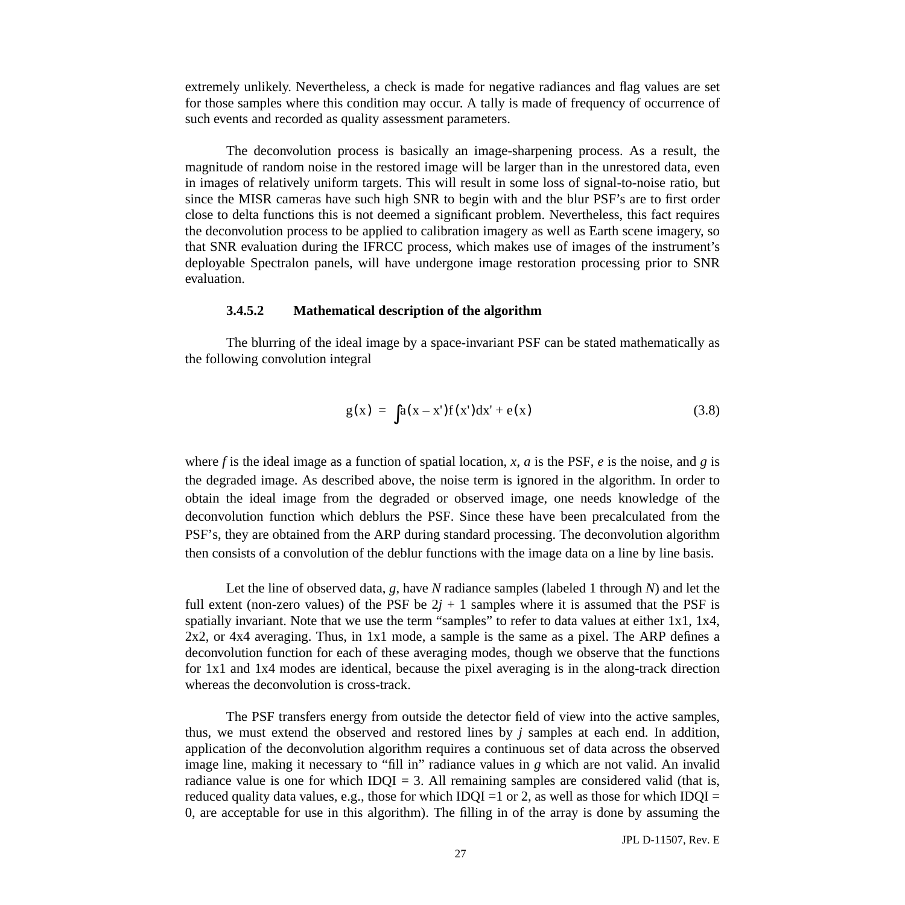extremely unlikely. Nevertheless, a check is made for negative radiances and flag values are set for those samples where this condition may occur. A tally is made of frequency of occurrence of such events and recorded as quality assessment parameters.

The deconvolution process is basically an image-sharpening process. As a result, the magnitude of random noise in the restored image will be larger than in the unrestored data, even in images of relatively uniform targets. This will result in some loss of signal-to-noise ratio, but since the MISR cameras have such high SNR to begin with and the blur PSF's are to first order close to delta functions this is not deemed a significant problem. Nevertheless, this fact requires the deconvolution process to be applied to calibration imagery as well as Earth scene imagery, so that SNR evaluation during the IFRCC process, which makes use of images of the instrument's deployable Spectralon panels, will have undergone image restoration processing prior to SNR evaluation.

#### 3.4.5.2 Mathematical description of the algorithm

The blurring of the ideal image by a space-invariant PSF can be stated mathematically as the following convolution integral

$$g(x) = \int a(x - x')f(x')dx' + e(x) \tag{3.8}$$

where *f* is the ideal image as a function of spatial location, *x*, *a* is the PSF, *e* is the noise, and *g* is the degraded image. As described above, the noise term is ignored in the algorithm. In order to obtain the ideal image from the degraded or observed image, one needs knowledge of the deconvolution function which deblurs the PSF. Since these have been precalculated from the PSF's, they are obtained from the ARP during standard processing. The deconvolution algorithm then consists of a convolution of the deblur functions with the image data on a line by line basis.

Let the line of observed data, *g*, have *N* radiance samples (labeled 1 through *N*) and let the full extent (non-zero values) of the PSF be $2j + 1$ samples where it is assumed that the PSF is spatially invariant. Note that we use the term "samples" to refer to data values at either 1x1, 1x4, 2x2, or 4x4 averaging. Thus, in 1x1 mode, a sample is the same as a pixel. The ARP defines a deconvolution function for each of these averaging modes, though we observe that the functions for 1x1 and 1x4 modes are identical, because the pixel averaging is in the along-track direction whereas the deconvolution is cross-track.

The PSF transfers energy from outside the detector field of view into the active samples, thus, we must extend the observed and restored lines by *j* samples at each end. In addition, application of the deconvolution algorithm requires a continuous set of data across the observed image line, making it necessary to "fill in" radiance values in *g* which are not valid. An invalid radiance value is one for which IDQI = 3. All remaining samples are considered valid (that is, reduced quality data values, e.g., those for which IDQI =1 or 2, as well as those for which IDQI = 0, are acceptable for use in this algorithm). The filling in of the array is done by assuming the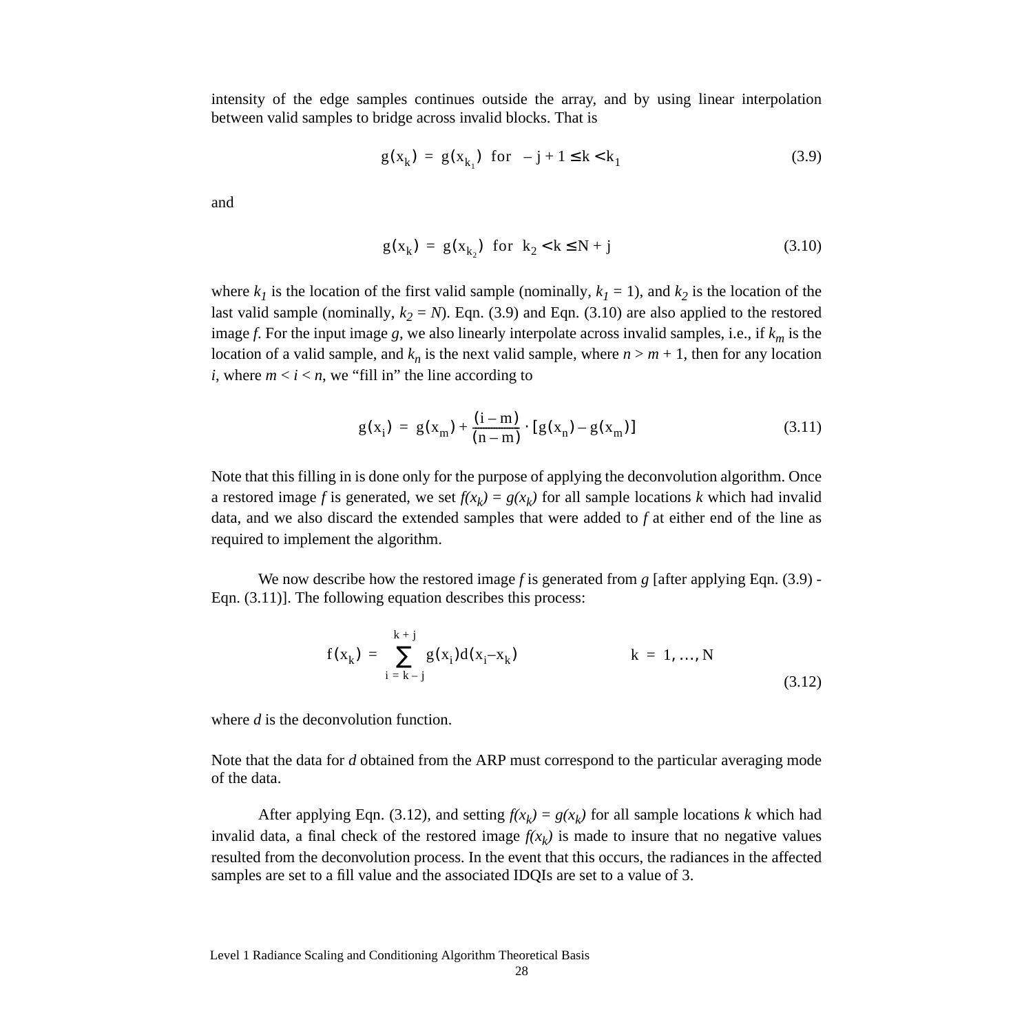intensity of the edge samples continues outside the array, and by using linear interpolation between valid samples to bridge across invalid blocks. That is

$$g(x_k) = g(x_{k_1}) \text{ for } -j+1 \le k < k_1 \tag{3.9}$$

and

$$g(x_k) = g(x_{k_2}) \text{ for } k_2 < k \le N+j \tag{3.10}$$

where $k_1$ is the location of the first valid sample (nominally, $k_1 = 1$), and $k_2$ is the location of the last valid sample (nominally, $k_2 = N$). Eqn. (3.9) and Eqn. (3.10) are also applied to the restored image *f*. For the input image *g*, we also linearly interpolate across invalid samples, i.e., if $k_m$ is the location of a valid sample, and $k_n$ is the next valid sample, where $n > m + 1$, then for any location *i*, where $m < i < n$, we "fill in" the line according to

$$g(x_i) = g(x_m) + \frac{(i-m)}{(n-m)} \cdot [g(x_n) - g(x_m)] \tag{3.11}$$

Note that this filling in is done only for the purpose of applying the deconvolution algorithm. Once a restored image *f* is generated, we set $f(x_k) = g(x_k)$ for all sample locations *k* which had invalid data, and we also discard the extended samples that were added to *f* at either end of the line as required to implement the algorithm.

We now describe how the restored image *f* is generated from *g* [after applying Eqn. (3.9) - Eqn. (3.11)]. The following equation describes this process:

$$f(x_k) = \sum_{i=k-j}^{k+j} g(x_i) d(x_i - x_k) \qquad k = 1, \ldots, N \tag{3.12}$$

where *d* is the deconvolution function.

Note that the data for *d* obtained from the ARP must correspond to the particular averaging mode of the data.

After applying Eqn. (3.12), and setting $f(x_k) = g(x_k)$ for all sample locations *k* which had invalid data, a final check of the restored image $f(x_k)$ is made to insure that no negative values resulted from the deconvolution process. In the event that this occurs, the radiances in the affected samples are set to a fill value and the associated IDQIs are set to a value of 3.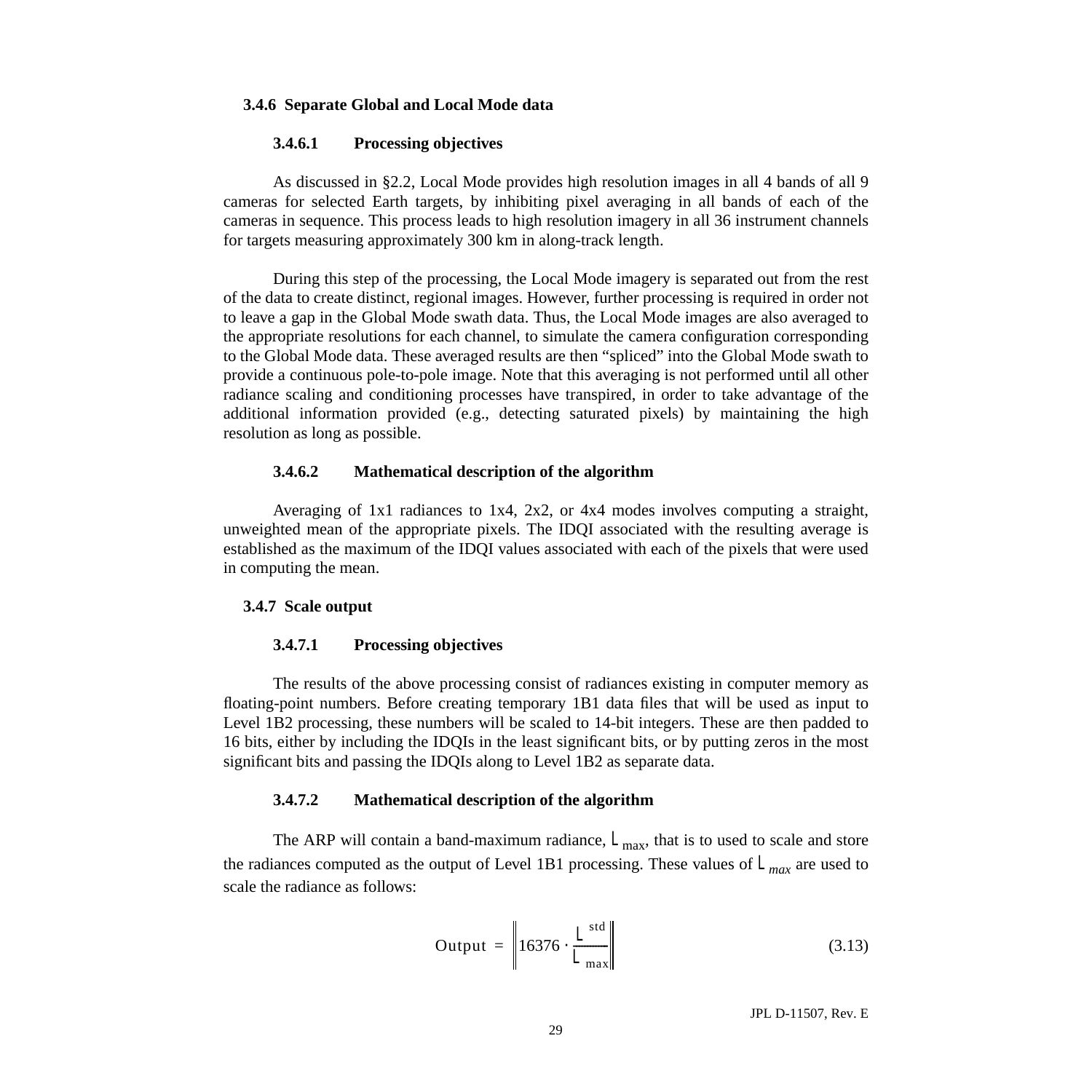### 3.4.6 Separate Global and Local Mode data

#### 3.4.6.1 Processing objectives

As discussed in §2.2, Local Mode provides high resolution images in all 4 bands of all 9 cameras for selected Earth targets, by inhibiting pixel averaging in all bands of each of the cameras in sequence. This process leads to high resolution imagery in all 36 instrument channels for targets measuring approximately 300 km in along-track length.

During this step of the processing, the Local Mode imagery is separated out from the rest of the data to create distinct, regional images. However, further processing is required in order not to leave a gap in the Global Mode swath data. Thus, the Local Mode images are also averaged to the appropriate resolutions for each channel, to simulate the camera configuration corresponding to the Global Mode data. These averaged results are then "spliced" into the Global Mode swath to provide a continuous pole-to-pole image. Note that this averaging is not performed until all other radiance scaling and conditioning processes have transpired, in order to take advantage of the additional information provided (e.g., detecting saturated pixels) by maintaining the high resolution as long as possible.

#### 3.4.6.2 Mathematical description of the algorithm

Averaging of 1x1 radiances to 1x4, 2x2, or 4x4 modes involves computing a straight, unweighted mean of the appropriate pixels. The IDQI associated with the resulting average is established as the maximum of the IDQI values associated with each of the pixels that were used in computing the mean.

### 3.4.7 Scale output

#### 3.4.7.1 Processing objectives

The results of the above processing consist of radiances existing in computer memory as floating-point numbers. Before creating temporary 1B1 data files that will be used as input to Level 1B2 processing, these numbers will be scaled to 14-bit integers. These are then padded to 16 bits, either by including the IDQIs in the least significant bits, or by putting zeros in the most significant bits and passing the IDQIs along to Level 1B2 as separate data.

#### 3.4.7.2 Mathematical description of the algorithm

The ARP will contain a band-maximum radiance, $L_{max}$, that is to used to scale and store the radiances computed as the output of Level 1B1 processing. These values of $L_{max}$ are used to scale the radiance as follows:

$$\text{Output} = \left\| 16376 \cdot \frac{L^{std}}{L_{max}} \right\| \tag{3.13}$$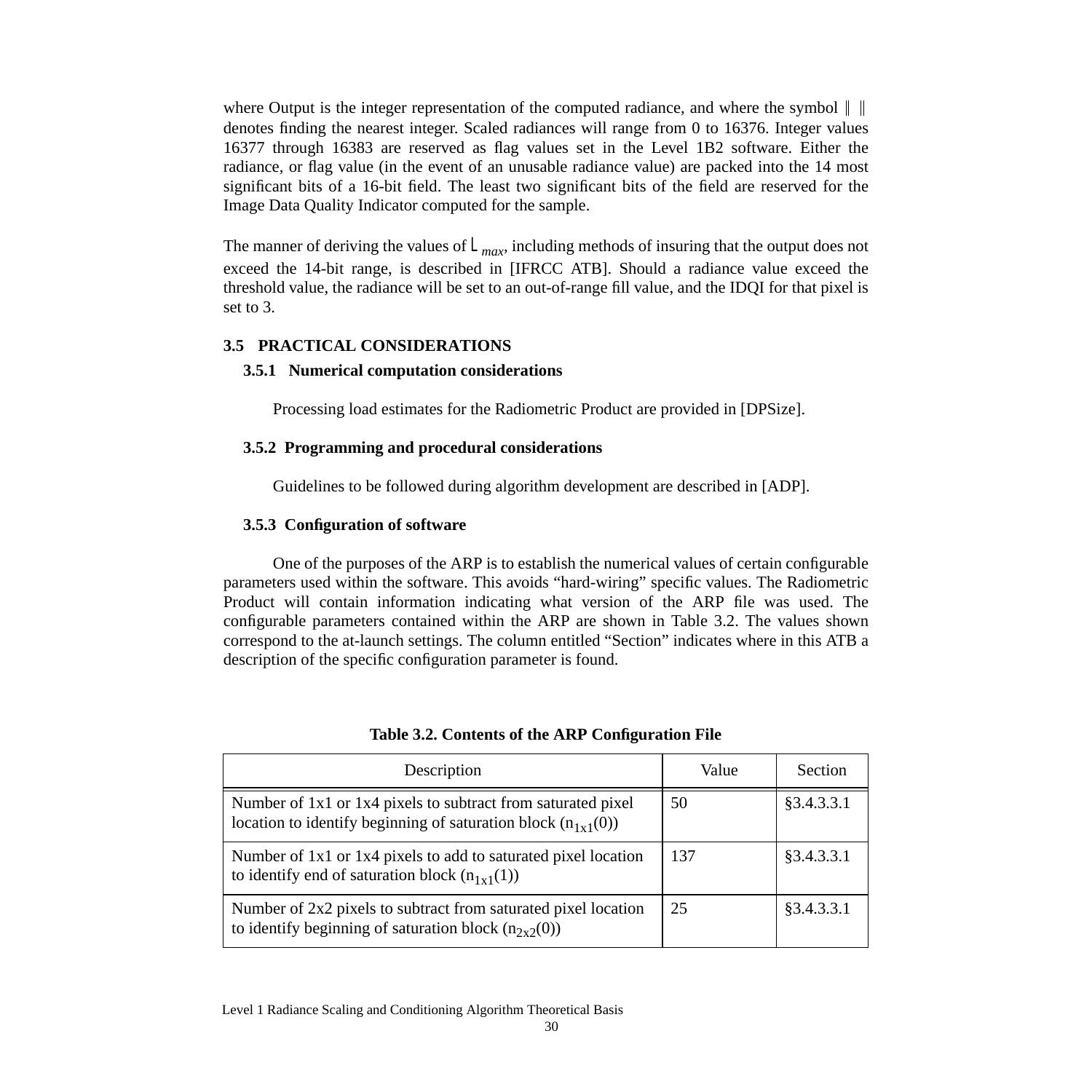where Output is the integer representation of the computed radiance, and where the symbol $\| \ \|$ denotes finding the nearest integer. Scaled radiances will range from 0 to 16376. Integer values 16377 through 16383 are reserved as flag values set in the Level 1B2 software. Either the radiance, or flag value (in the event of an unusable radiance value) are packed into the 14 most significant bits of a 16-bit field. The least two significant bits of the field are reserved for the Image Data Quality Indicator computed for the sample.

The manner of deriving the values of $L_{max}$, including methods of insuring that the output does not exceed the 14-bit range, is described in [IFRCC ATB]. Should a radiance value exceed the threshold value, the radiance will be set to an out-of-range fill value, and the IDQI for that pixel is set to 3.

## 3.5 PRACTICAL CONSIDERATIONS

### 3.5.1 Numerical computation considerations

Processing load estimates for the Radiometric Product are provided in [DPSize].

### 3.5.2 Programming and procedural considerations

Guidelines to be followed during algorithm development are described in [ADP].

### 3.5.3 Configuration of software

One of the purposes of the ARP is to establish the numerical values of certain configurable parameters used within the software. This avoids "hard-wiring" specific values. The Radiometric Product will contain information indicating what version of the ARP file was used. The configurable parameters contained within the ARP are shown in Table 3.2. The values shown correspond to the at-launch settings. The column entitled "Section" indicates where in this ATB a description of the specific configuration parameter is found.

**Table 3.2. Contents of the ARP Configuration File**

| Description | Value | Section |
|---|---|---|
| Number of 1x1 or 1x4 pixels to subtract from saturated pixel location to identify beginning of saturation block ($n_{1x1}(0)$) | 50 | §3.4.3.3.1 |
| Number of 1x1 or 1x4 pixels to add to saturated pixel location to identify end of saturation block ($n_{1x1}(1)$) | 137 | §3.4.3.3.1 |
| Number of 2x2 pixels to subtract from saturated pixel location to identify beginning of saturation block ($n_{2x2}(0)$) | 25 | §3.4.3.3.1 |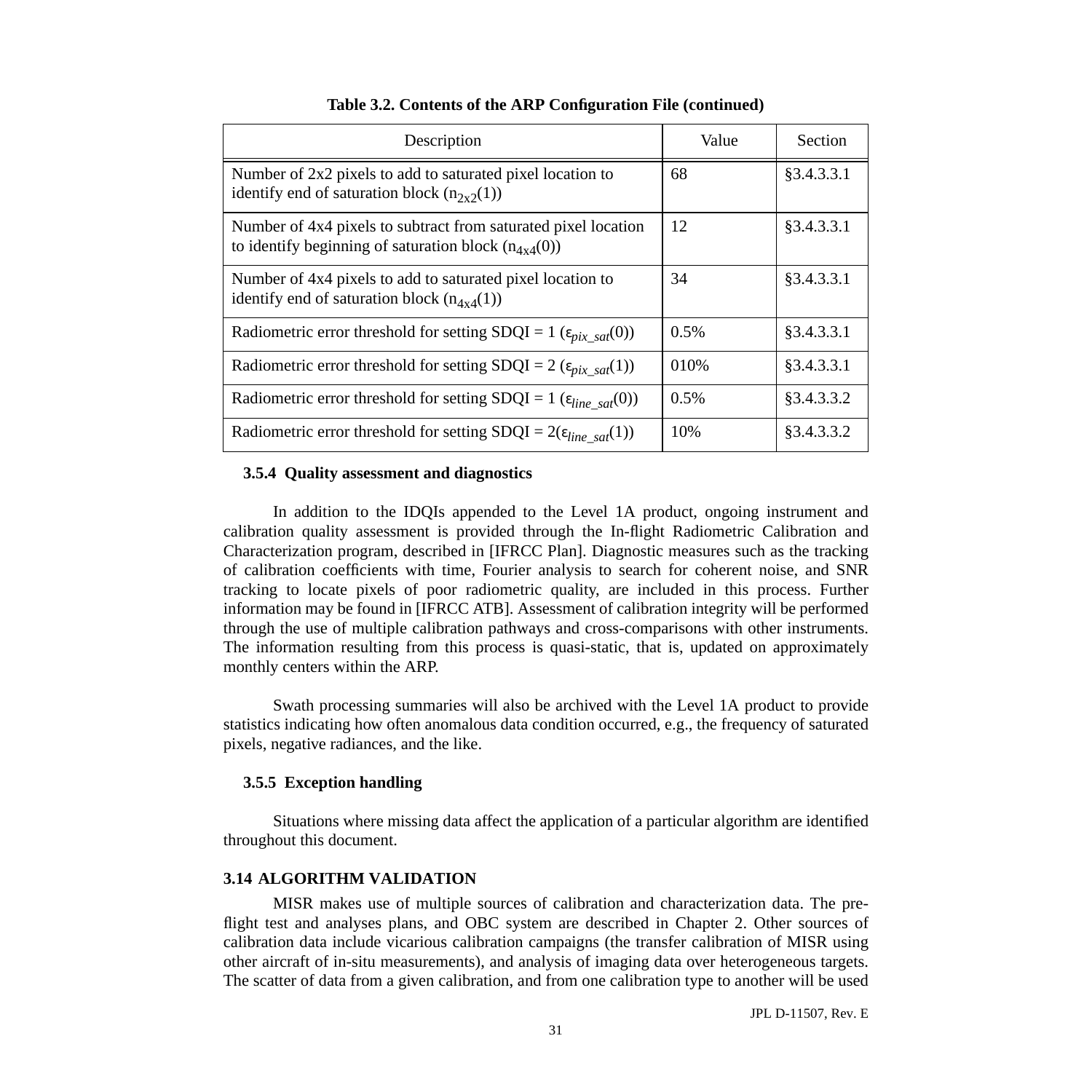**Table 3.2. Contents of the ARP Configuration File (continued)**

| Description | Value | Section |
|---|---|---|
| Number of 2x2 pixels to add to saturated pixel location to identify end of saturation block ($n_{2x2}(1)$) | 68 | §3.4.3.3.1 |
| Number of 4x4 pixels to subtract from saturated pixel location to identify beginning of saturation block ($n_{4x4}(0)$) | 12 | §3.4.3.3.1 |
| Number of 4x4 pixels to add to saturated pixel location to identify end of saturation block ($n_{4x4}(1)$) | 34 | §3.4.3.3.1 |
| Radiometric error threshold for setting SDQI = 1 ($\varepsilon_{pix\_sat}(0)$) | 0.5% | §3.4.3.3.1 |
| Radiometric error threshold for setting SDQI = 2 ($\varepsilon_{pix\_sat}(1)$) | 010% | §3.4.3.3.1 |
| Radiometric error threshold for setting SDQI = 1 ($\varepsilon_{line\_sat}(0)$) | 0.5% | §3.4.3.3.2 |
| Radiometric error threshold for setting SDQI = 2($\varepsilon_{line\_sat}(1)$) | 10% | §3.4.3.3.2 |

### 3.5.4 Quality assessment and diagnostics

In addition to the IDQIs appended to the Level 1A product, ongoing instrument and calibration quality assessment is provided through the In-flight Radiometric Calibration and Characterization program, described in [IFRCC Plan]. Diagnostic measures such as the tracking of calibration coefficients with time, Fourier analysis to search for coherent noise, and SNR tracking to locate pixels of poor radiometric quality, are included in this process. Further information may be found in [IFRCC ATB]. Assessment of calibration integrity will be performed through the use of multiple calibration pathways and cross-comparisons with other instruments. The information resulting from this process is quasi-static, that is, updated on approximately monthly centers within the ARP.

Swath processing summaries will also be archived with the Level 1A product to provide statistics indicating how often anomalous data condition occurred, e.g., the frequency of saturated pixels, negative radiances, and the like.

### 3.5.5 Exception handling

Situations where missing data affect the application of a particular algorithm are identified throughout this document.

## 3.14 ALGORITHM VALIDATION

MISR makes use of multiple sources of calibration and characterization data. The pre-flight test and analyses plans, and OBC system are described in Chapter 2. Other sources of calibration data include vicarious calibration campaigns (the transfer calibration of MISR using other aircraft of in-situ measurements), and analysis of imaging data over heterogeneous targets. The scatter of data from a given calibration, and from one calibration type to another will be used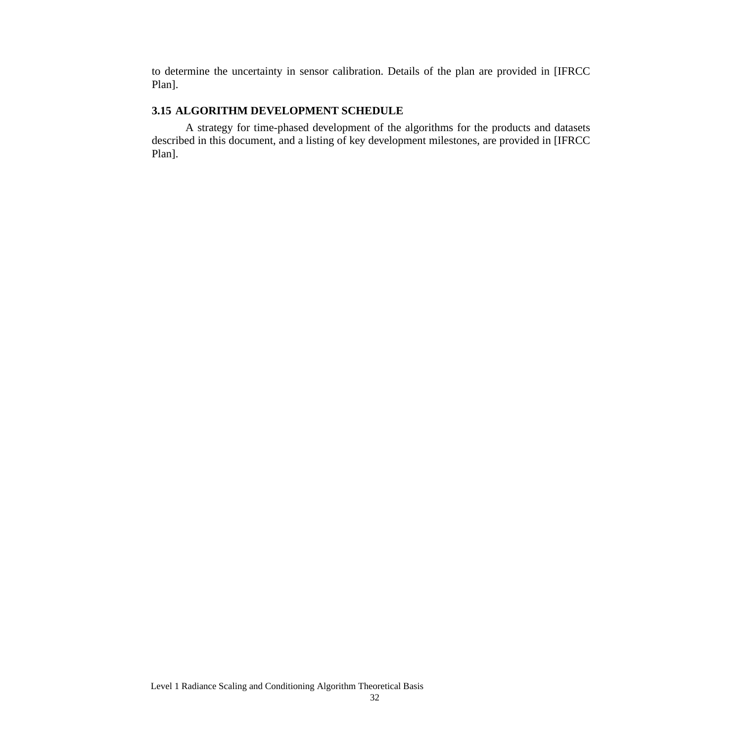to determine the uncertainty in sensor calibration. Details of the plan are provided in [IFRCC Plan].

### 3.15 ALGORITHM DEVELOPMENT SCHEDULE

A strategy for time-phased development of the algorithms for the products and datasets described in this document, and a listing of key development milestones, are provided in [IFRCC Plan].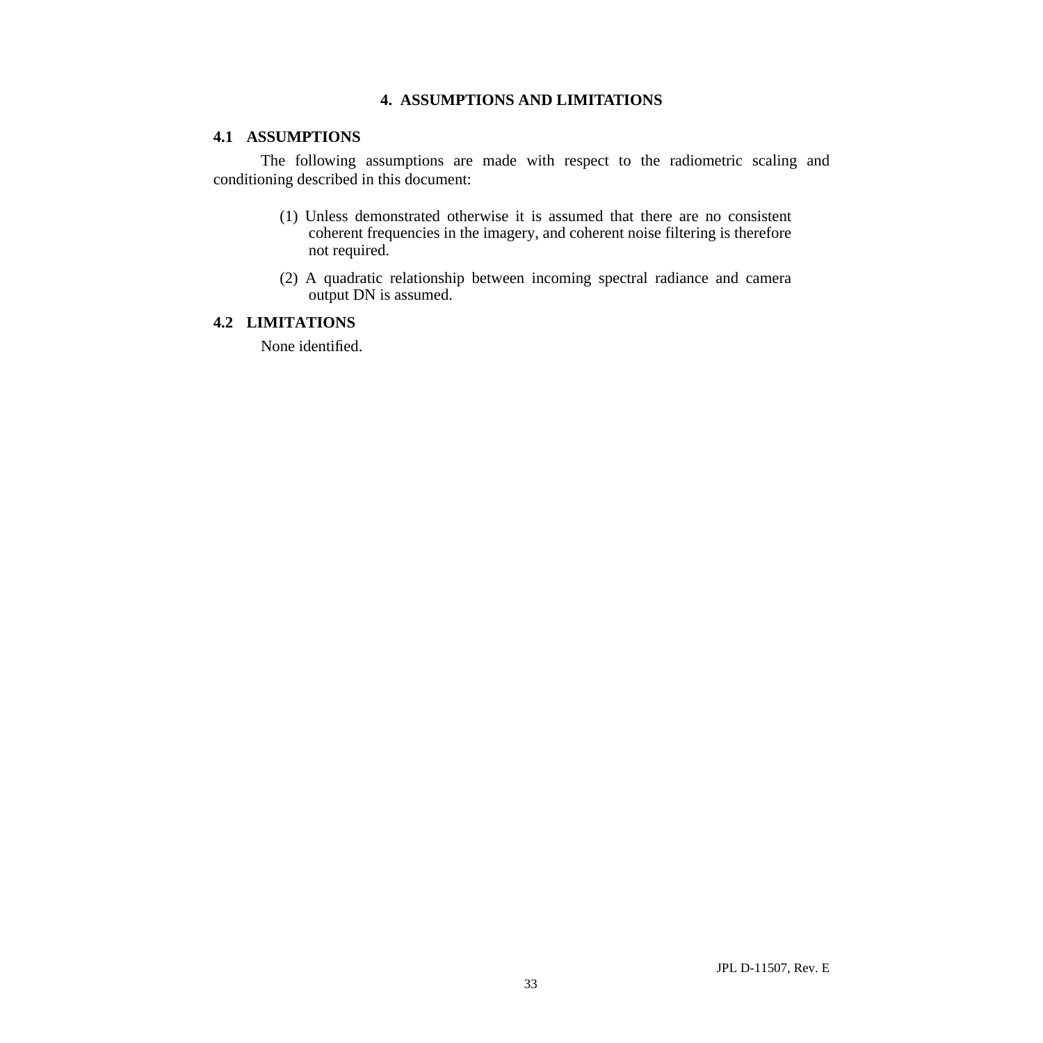# 4. ASSUMPTIONS AND LIMITATIONS

## 4.1 ASSUMPTIONS

The following assumptions are made with respect to the radiometric scaling and conditioning described in this document:

(1) Unless demonstrated otherwise it is assumed that there are no consistent coherent frequencies in the imagery, and coherent noise filtering is therefore not required.

(2) A quadratic relationship between incoming spectral radiance and camera output DN is assumed.

## 4.2 LIMITATIONS

None identified.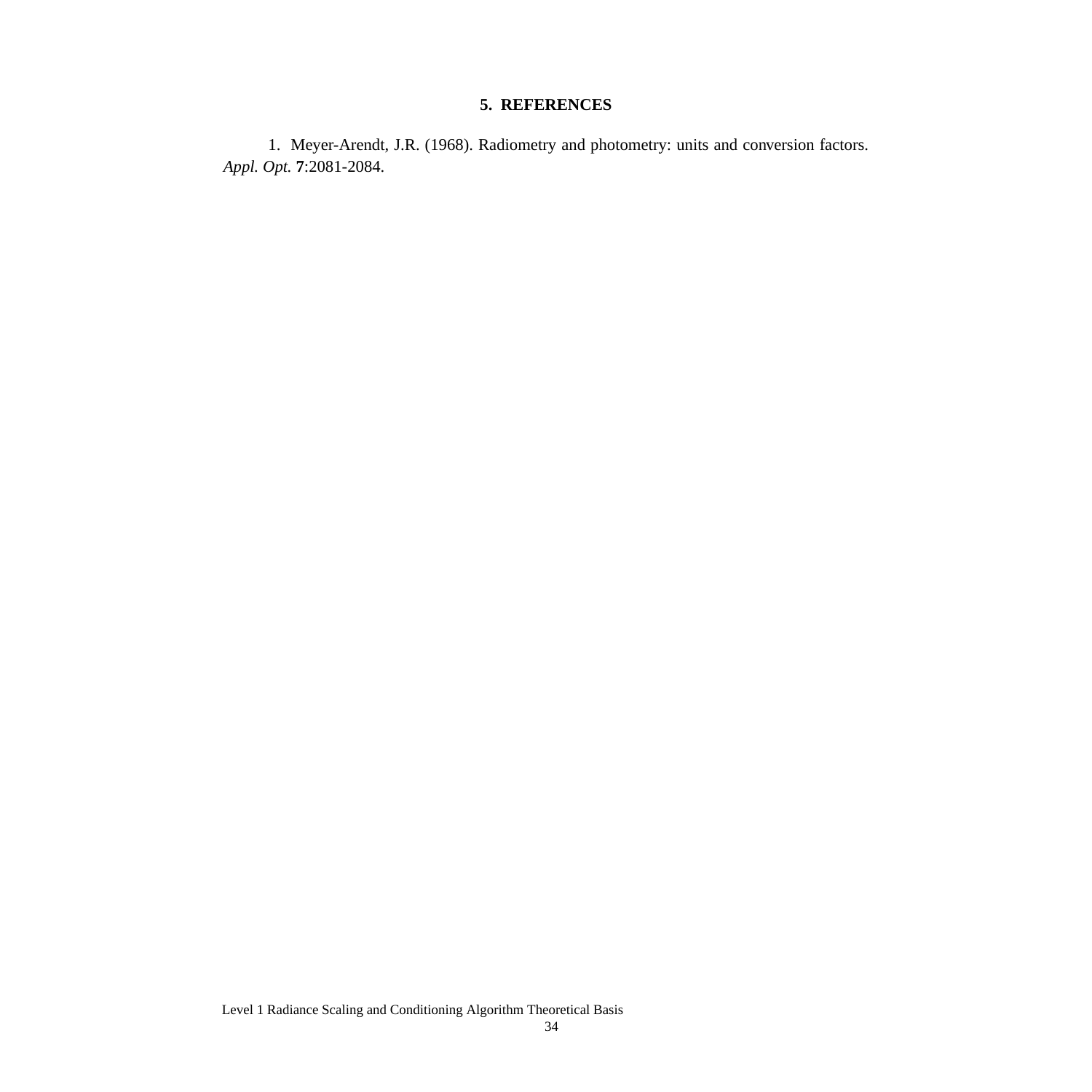# 5. REFERENCES

1. Meyer-Arendt, J.R. (1968). Radiometry and photometry: units and conversion factors. *Appl. Opt.* **7**:2081-2084.